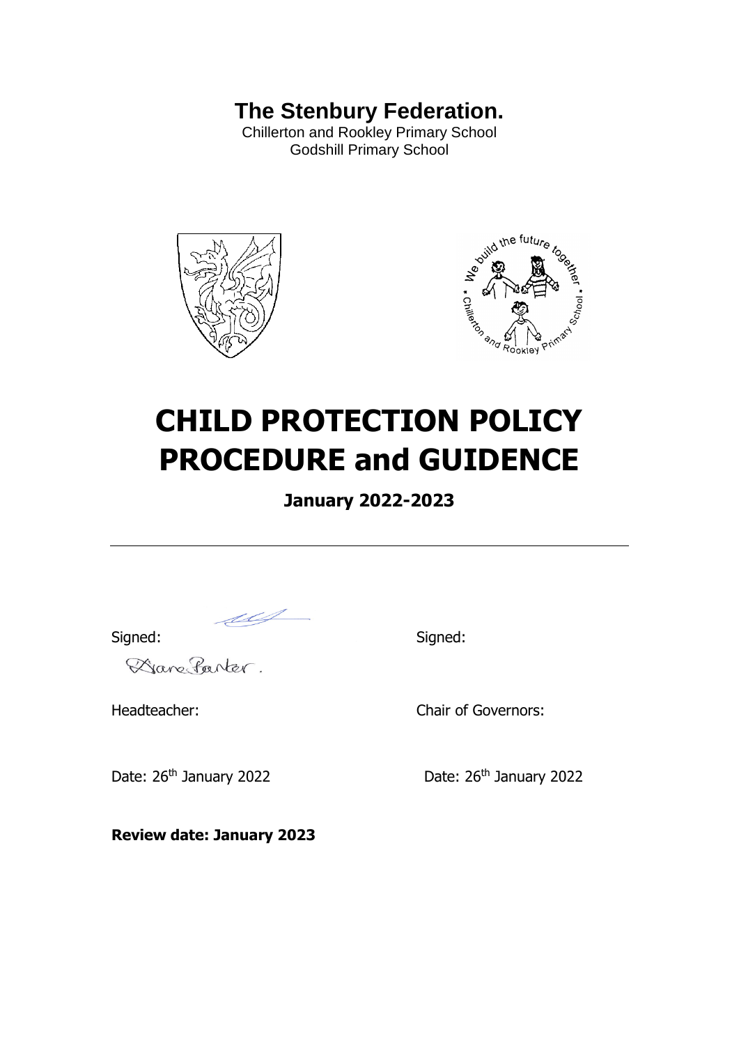# The Stenbury Federation.

Chillerton and Rookley Primary School
Godshill Primary School

# CHILD PROTECTION POLICY PROCEDURE and GUIDENCE

## January 2022-2023

---

Signed:

Signed:

Headteacher:

Chair of Governors:

Date: 26th January 2022

Date: 26th January 2022

**Review date: January 2023**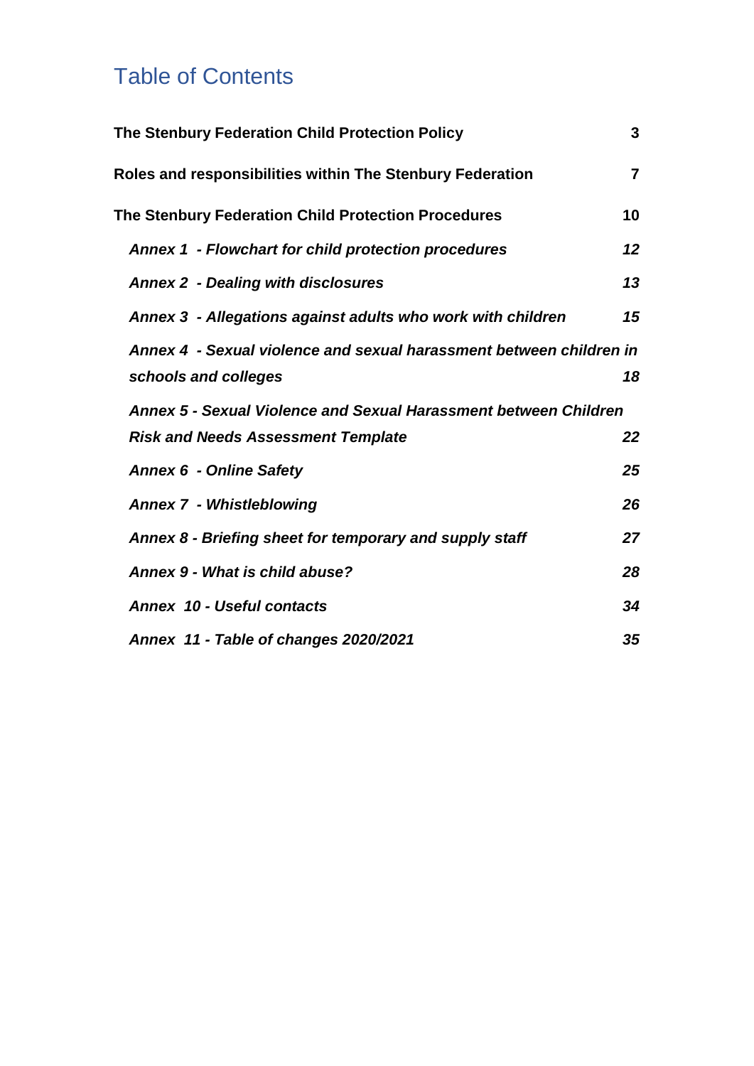# Table of Contents

**The Stenbury Federation Child Protection Policy** 3

**Roles and responsibilities within The Stenbury Federation** 7

**The Stenbury Federation Child Protection Procedures** 10

***Annex 1 - Flowchart for child protection procedures*** *12*

***Annex 2 - Dealing with disclosures*** *13*

***Annex 3 - Allegations against adults who work with children*** *15*

***Annex 4 - Sexual violence and sexual harassment between children in schools and colleges*** *18*

***Annex 5 - Sexual Violence and Sexual Harassment between Children Risk and Needs Assessment Template*** *22*

***Annex 6 - Online Safety*** *25*

***Annex 7 - Whistleblowing*** *26*

***Annex 8 - Briefing sheet for temporary and supply staff*** *27*

***Annex 9 - What is child abuse?*** *28*

***Annex 10 - Useful contacts*** *34*

***Annex 11 - Table of changes 2020/2021*** *35*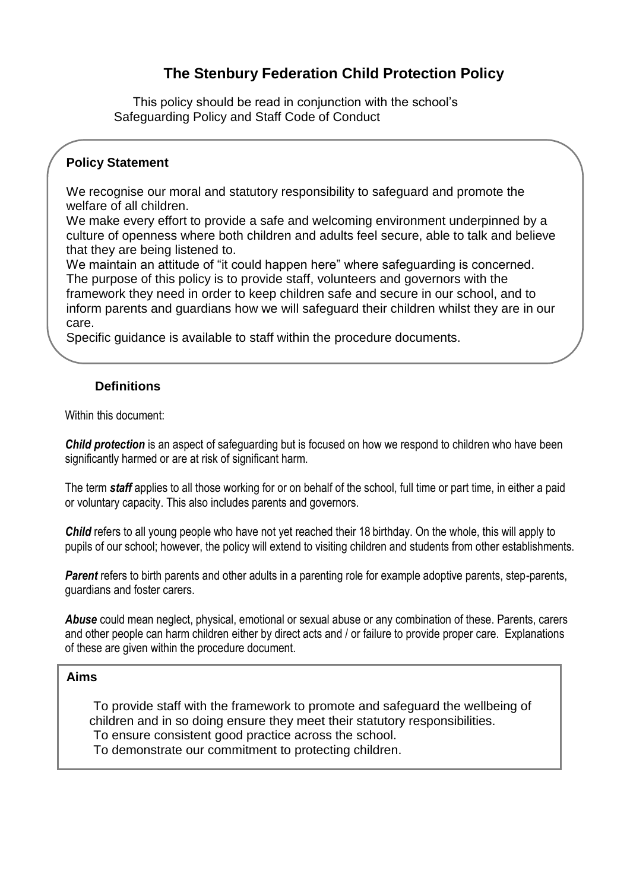# The Stenbury Federation Child Protection Policy

This policy should be read in conjunction with the school's Safeguarding Policy and Staff Code of Conduct

**Policy Statement**

We recognise our moral and statutory responsibility to safeguard and promote the welfare of all children.

We make every effort to provide a safe and welcoming environment underpinned by a culture of openness where both children and adults feel secure, able to talk and believe that they are being listened to.

We maintain an attitude of "it could happen here" where safeguarding is concerned.

The purpose of this policy is to provide staff, volunteers and governors with the framework they need in order to keep children safe and secure in our school, and to inform parents and guardians how we will safeguard their children whilst they are in our care.

Specific guidance is available to staff within the procedure documents.

**Definitions**

Within this document:

***Child protection*** is an aspect of safeguarding but is focused on how we respond to children who have been significantly harmed or are at risk of significant harm.

The term ***staff*** applies to all those working for or on behalf of the school, full time or part time, in either a paid or voluntary capacity. This also includes parents and governors.

***Child*** refers to all young people who have not yet reached their 18 birthday. On the whole, this will apply to pupils of our school; however, the policy will extend to visiting children and students from other establishments.

***Parent*** refers to birth parents and other adults in a parenting role for example adoptive parents, step-parents, guardians and foster carers.

***Abuse*** could mean neglect, physical, emotional or sexual abuse or any combination of these. Parents, carers and other people can harm children either by direct acts and / or failure to provide proper care. Explanations of these are given within the procedure document.

**Aims**

- To provide staff with the framework to promote and safeguard the wellbeing of children and in so doing ensure they meet their statutory responsibilities.
- To ensure consistent good practice across the school.
- To demonstrate our commitment to protecting children.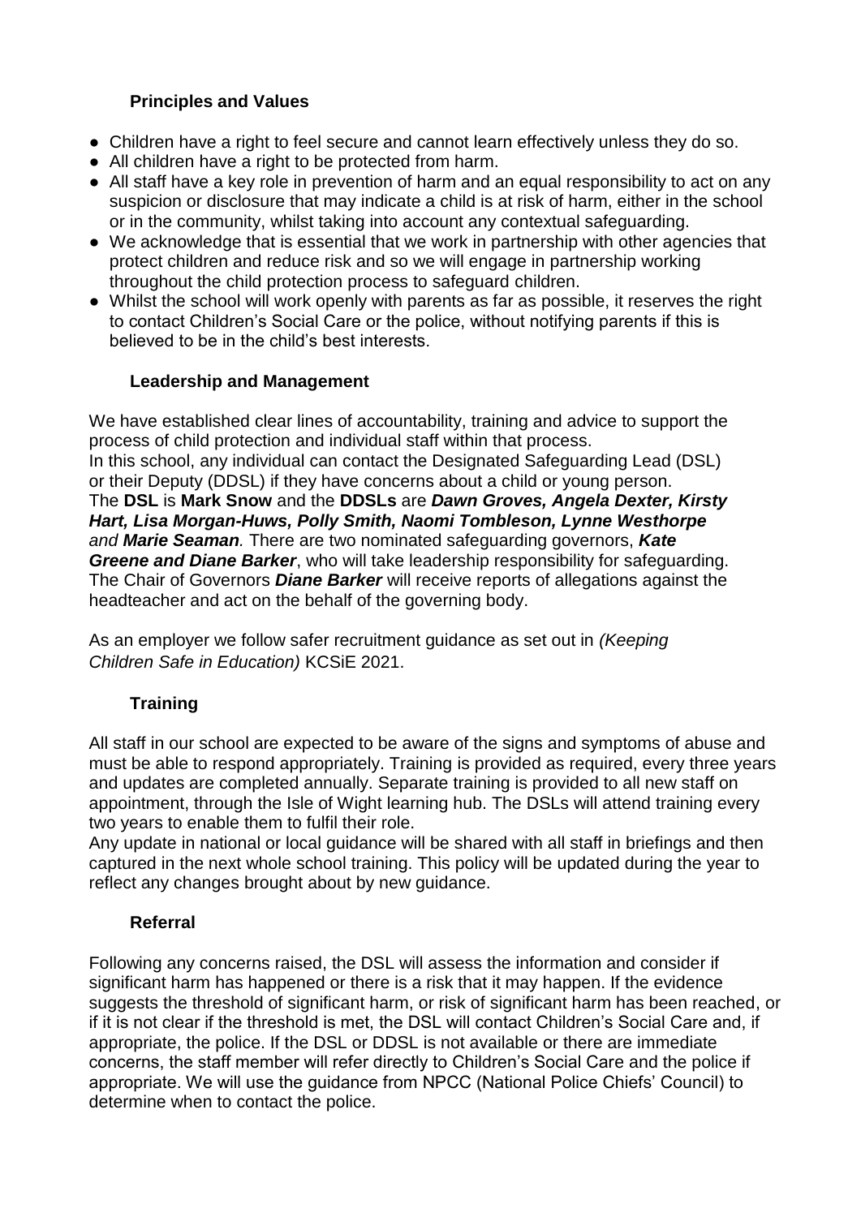### Principles and Values

- Children have a right to feel secure and cannot learn effectively unless they do so.
- All children have a right to be protected from harm.
- All staff have a key role in prevention of harm and an equal responsibility to act on any suspicion or disclosure that may indicate a child is at risk of harm, either in the school or in the community, whilst taking into account any contextual safeguarding.
- We acknowledge that is essential that we work in partnership with other agencies that protect children and reduce risk and so we will engage in partnership working throughout the child protection process to safeguard children.
- Whilst the school will work openly with parents as far as possible, it reserves the right to contact Children's Social Care or the police, without notifying parents if this is believed to be in the child's best interests.

### Leadership and Management

We have established clear lines of accountability, training and advice to support the process of child protection and individual staff within that process.
In this school, any individual can contact the Designated Safeguarding Lead (DSL) or their Deputy (DDSL) if they have concerns about a child or young person.
The **DSL** is **Mark Snow** and the **DDSLs** are ***Dawn Groves, Angela Dexter, Kirsty Hart, Lisa Morgan-Huws, Polly Smith, Naomi Tombleson, Lynne Westhorpe*** *and* ***Marie Seaman****.* There are two nominated safeguarding governors, ***Kate Greene and Diane Barker***, who will take leadership responsibility for safeguarding. The Chair of Governors ***Diane Barker*** will receive reports of allegations against the headteacher and act on the behalf of the governing body.

As an employer we follow safer recruitment guidance as set out in *(Keeping Children Safe in Education)* KCSiE 2021.

### Training

All staff in our school are expected to be aware of the signs and symptoms of abuse and must be able to respond appropriately. Training is provided as required, every three years and updates are completed annually. Separate training is provided to all new staff on appointment, through the Isle of Wight learning hub. The DSLs will attend training every two years to enable them to fulfil their role.
Any update in national or local guidance will be shared with all staff in briefings and then captured in the next whole school training. This policy will be updated during the year to reflect any changes brought about by new guidance.

### Referral

Following any concerns raised, the DSL will assess the information and consider if significant harm has happened or there is a risk that it may happen. If the evidence suggests the threshold of significant harm, or risk of significant harm has been reached, or if it is not clear if the threshold is met, the DSL will contact Children's Social Care and, if appropriate, the police. If the DSL or DDSL is not available or there are immediate concerns, the staff member will refer directly to Children's Social Care and the police if appropriate. We will use the guidance from NPCC (National Police Chiefs' Council) to determine when to contact the police.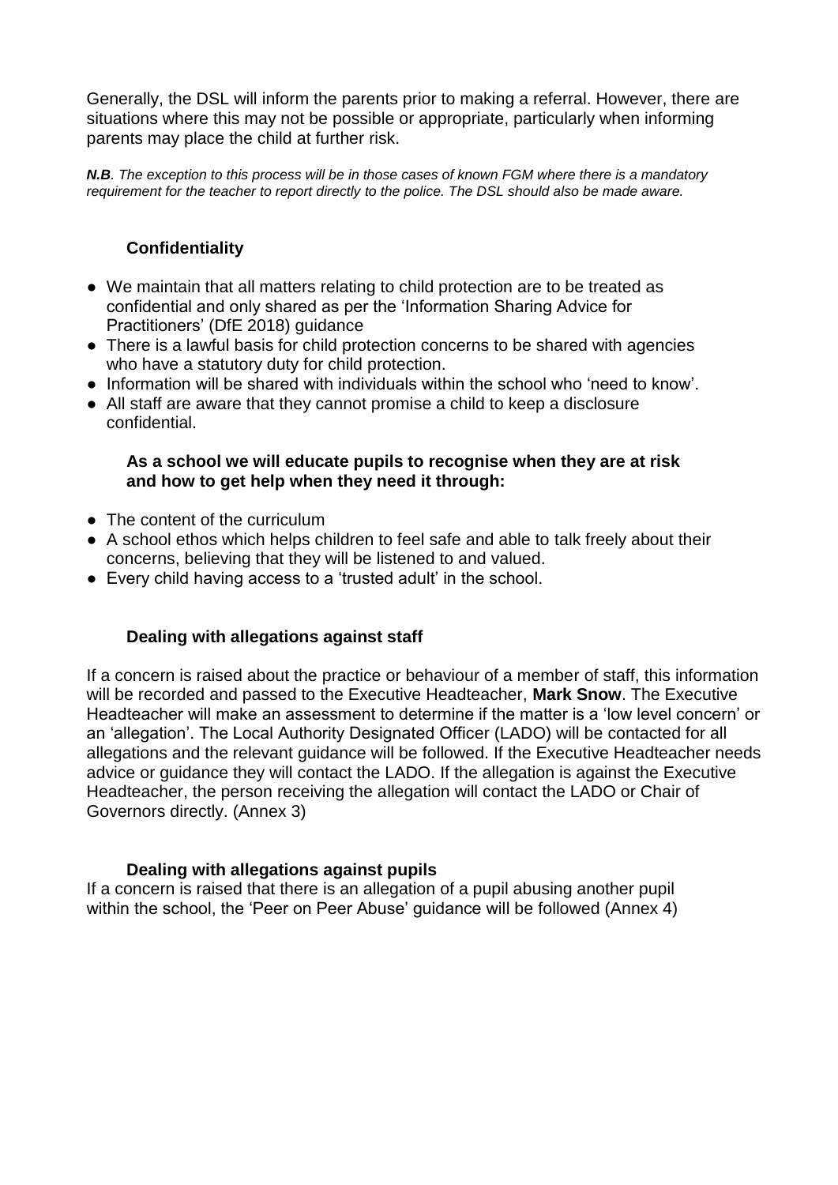Generally, the DSL will inform the parents prior to making a referral. However, there are situations where this may not be possible or appropriate, particularly when informing parents may place the child at further risk.

***N.B**. The exception to this process will be in those cases of known FGM where there is a mandatory requirement for the teacher to report directly to the police. The DSL should also be made aware.*

### Confidentiality

- We maintain that all matters relating to child protection are to be treated as confidential and only shared as per the 'Information Sharing Advice for Practitioners' (DfE 2018) guidance
- There is a lawful basis for child protection concerns to be shared with agencies who have a statutory duty for child protection.
- Information will be shared with individuals within the school who 'need to know'.
- All staff are aware that they cannot promise a child to keep a disclosure confidential.

### As a school we will educate pupils to recognise when they are at risk and how to get help when they need it through:

- The content of the curriculum
- A school ethos which helps children to feel safe and able to talk freely about their concerns, believing that they will be listened to and valued.
- Every child having access to a 'trusted adult' in the school.

### Dealing with allegations against staff

If a concern is raised about the practice or behaviour of a member of staff, this information will be recorded and passed to the Executive Headteacher, **Mark Snow**. The Executive Headteacher will make an assessment to determine if the matter is a 'low level concern' or an 'allegation'. The Local Authority Designated Officer (LADO) will be contacted for all allegations and the relevant guidance will be followed. If the Executive Headteacher needs advice or guidance they will contact the LADO. If the allegation is against the Executive Headteacher, the person receiving the allegation will contact the LADO or Chair of Governors directly. (Annex 3)

### Dealing with allegations against pupils

If a concern is raised that there is an allegation of a pupil abusing another pupil within the school, the 'Peer on Peer Abuse' guidance will be followed (Annex 4)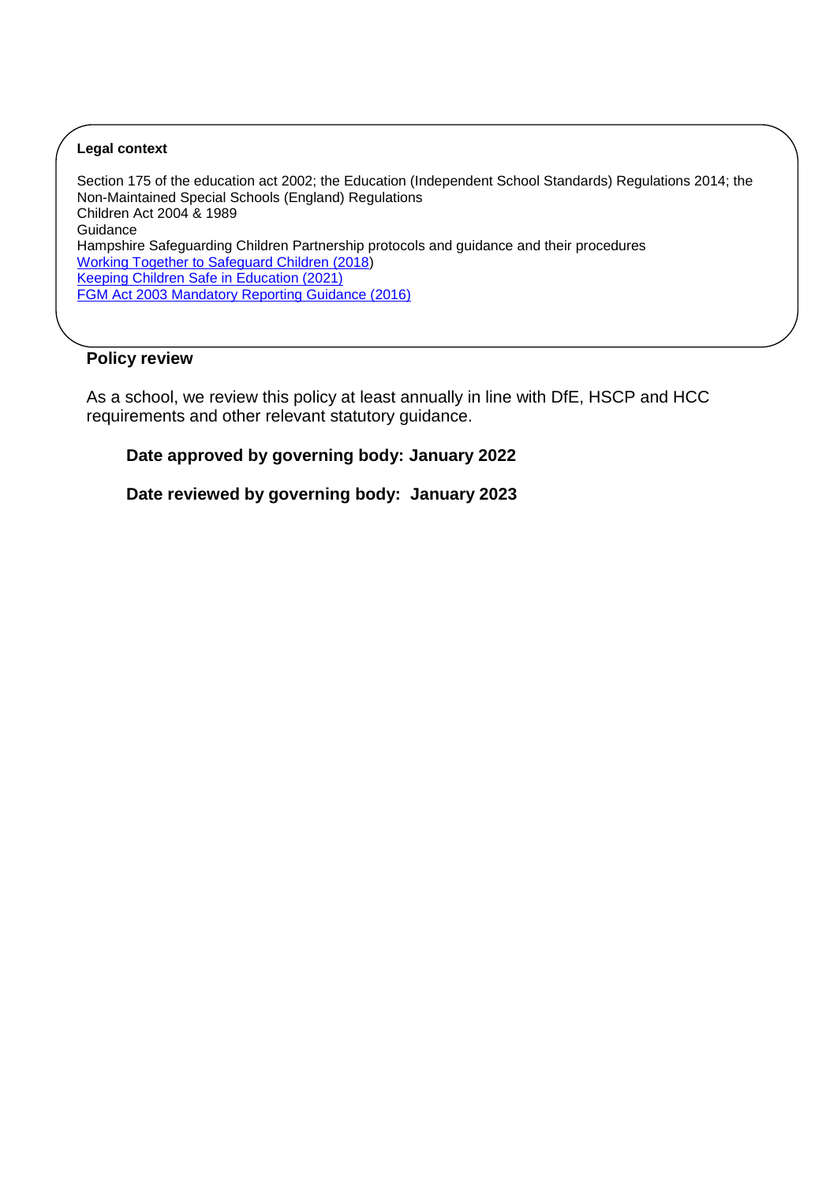**Legal context**

Section 175 of the education act 2002; the Education (Independent School Standards) Regulations 2014; the Non-Maintained Special Schools (England) Regulations
Children Act 2004 & 1989
Guidance
Hampshire Safeguarding Children Partnership protocols and guidance and their procedures
Working Together to Safeguard Children (2018)
Keeping Children Safe in Education (2021)
FGM Act 2003 Mandatory Reporting Guidance (2016)

## Policy review

As a school, we review this policy at least annually in line with DfE, HSCP and HCC requirements and other relevant statutory guidance.

**Date approved by governing body: January 2022**

**Date reviewed by governing body: January 2023**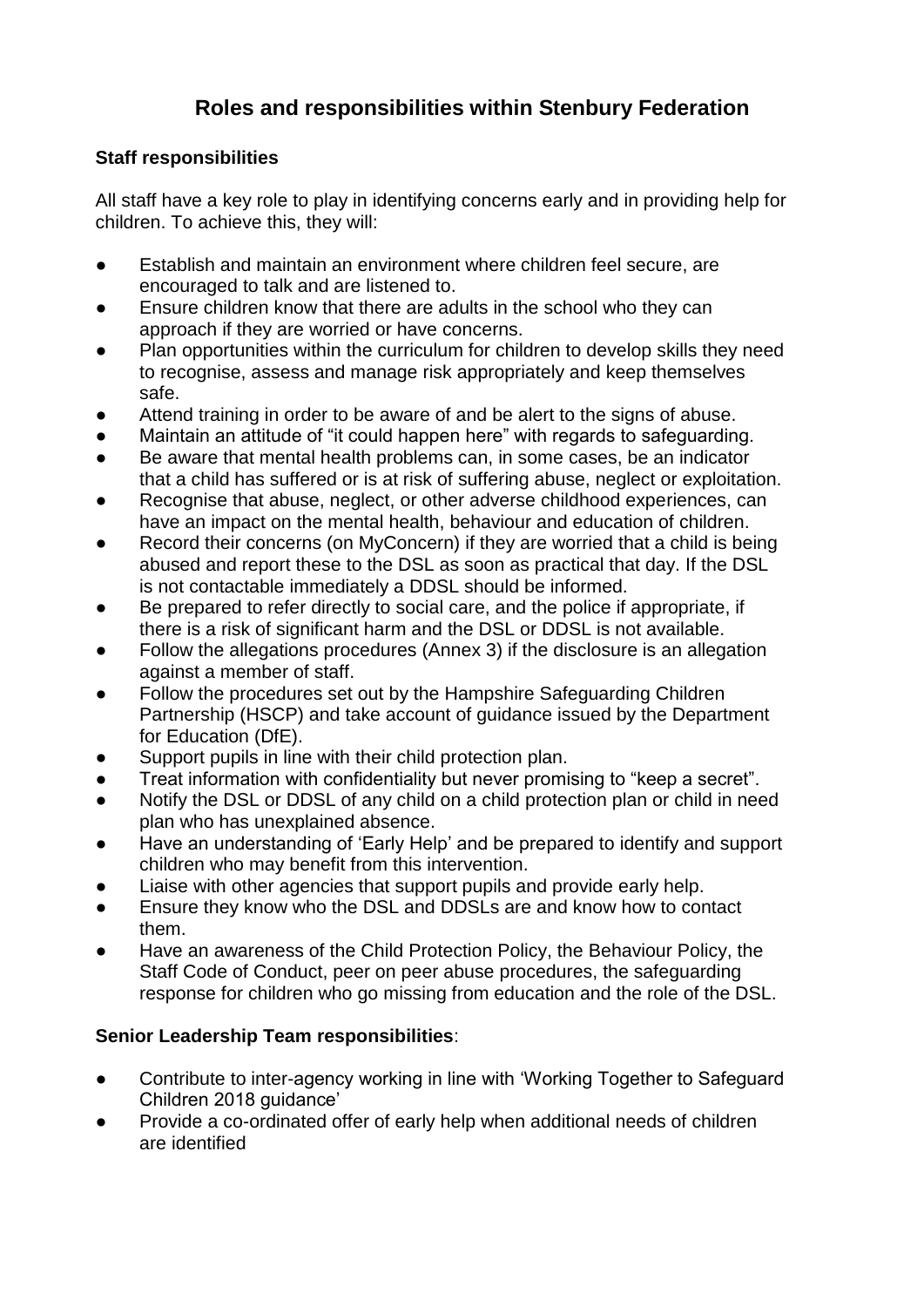# Roles and responsibilities within Stenbury Federation

**Staff responsibilities**

All staff have a key role to play in identifying concerns early and in providing help for children. To achieve this, they will:

- Establish and maintain an environment where children feel secure, are encouraged to talk and are listened to.
- Ensure children know that there are adults in the school who they can approach if they are worried or have concerns.
- Plan opportunities within the curriculum for children to develop skills they need to recognise, assess and manage risk appropriately and keep themselves safe.
- Attend training in order to be aware of and be alert to the signs of abuse.
- Maintain an attitude of "it could happen here" with regards to safeguarding.
- Be aware that mental health problems can, in some cases, be an indicator that a child has suffered or is at risk of suffering abuse, neglect or exploitation.
- Recognise that abuse, neglect, or other adverse childhood experiences, can have an impact on the mental health, behaviour and education of children.
- Record their concerns (on MyConcern) if they are worried that a child is being abused and report these to the DSL as soon as practical that day. If the DSL is not contactable immediately a DDSL should be informed.
- Be prepared to refer directly to social care, and the police if appropriate, if there is a risk of significant harm and the DSL or DDSL is not available.
- Follow the allegations procedures (Annex 3) if the disclosure is an allegation against a member of staff.
- Follow the procedures set out by the Hampshire Safeguarding Children Partnership (HSCP) and take account of guidance issued by the Department for Education (DfE).
- Support pupils in line with their child protection plan.
- Treat information with confidentiality but never promising to "keep a secret".
- Notify the DSL or DDSL of any child on a child protection plan or child in need plan who has unexplained absence.
- Have an understanding of 'Early Help' and be prepared to identify and support children who may benefit from this intervention.
- Liaise with other agencies that support pupils and provide early help.
- Ensure they know who the DSL and DDSLs are and know how to contact them.
- Have an awareness of the Child Protection Policy, the Behaviour Policy, the Staff Code of Conduct, peer on peer abuse procedures, the safeguarding response for children who go missing from education and the role of the DSL.

**Senior Leadership Team responsibilities**:

- Contribute to inter-agency working in line with 'Working Together to Safeguard Children 2018 guidance'
- Provide a co-ordinated offer of early help when additional needs of children are identified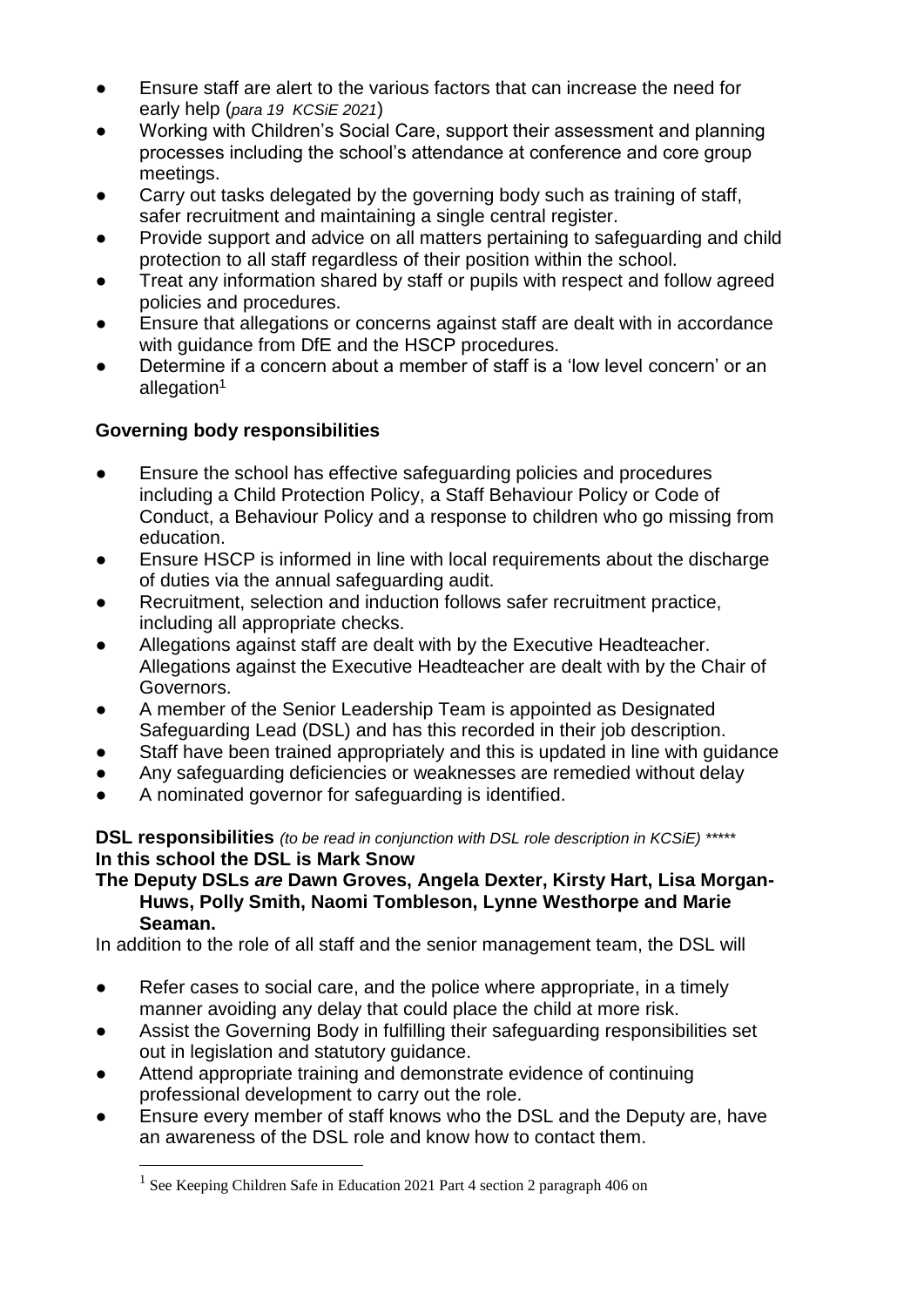- Ensure staff are alert to the various factors that can increase the need for early help (*para 19 KCSiE 2021*)
- Working with Children's Social Care, support their assessment and planning processes including the school's attendance at conference and core group meetings.
- Carry out tasks delegated by the governing body such as training of staff, safer recruitment and maintaining a single central register.
- Provide support and advice on all matters pertaining to safeguarding and child protection to all staff regardless of their position within the school.
- Treat any information shared by staff or pupils with respect and follow agreed policies and procedures.
- Ensure that allegations or concerns against staff are dealt with in accordance with guidance from DfE and the HSCP procedures.
- Determine if a concern about a member of staff is a 'low level concern' or an allegation[1]

**Governing body responsibilities**

- Ensure the school has effective safeguarding policies and procedures including a Child Protection Policy, a Staff Behaviour Policy or Code of Conduct, a Behaviour Policy and a response to children who go missing from education.
- Ensure HSCP is informed in line with local requirements about the discharge of duties via the annual safeguarding audit.
- Recruitment, selection and induction follows safer recruitment practice, including all appropriate checks.
- Allegations against staff are dealt with by the Executive Headteacher. Allegations against the Executive Headteacher are dealt with by the Chair of Governors.
- A member of the Senior Leadership Team is appointed as Designated Safeguarding Lead (DSL) and has this recorded in their job description.
- Staff have been trained appropriately and this is updated in line with guidance
- Any safeguarding deficiencies or weaknesses are remedied without delay
- A nominated governor for safeguarding is identified.

**DSL responsibilities** *(to be read in conjunction with DSL role description in KCSiE) \*\*\*\*\**
**In this school the DSL is Mark Snow**
**The Deputy DSLs *are* Dawn Groves, Angela Dexter, Kirsty Hart, Lisa Morgan-Huws, Polly Smith, Naomi Tombleson, Lynne Westhorpe and Marie Seaman.**

In addition to the role of all staff and the senior management team, the DSL will

- Refer cases to social care, and the police where appropriate, in a timely manner avoiding any delay that could place the child at more risk.
- Assist the Governing Body in fulfilling their safeguarding responsibilities set out in legislation and statutory guidance.
- Attend appropriate training and demonstrate evidence of continuing professional development to carry out the role.
- Ensure every member of staff knows who the DSL and the Deputy are, have an awareness of the DSL role and know how to contact them.

---

[1] See Keeping Children Safe in Education 2021 Part 4 section 2 paragraph 406 on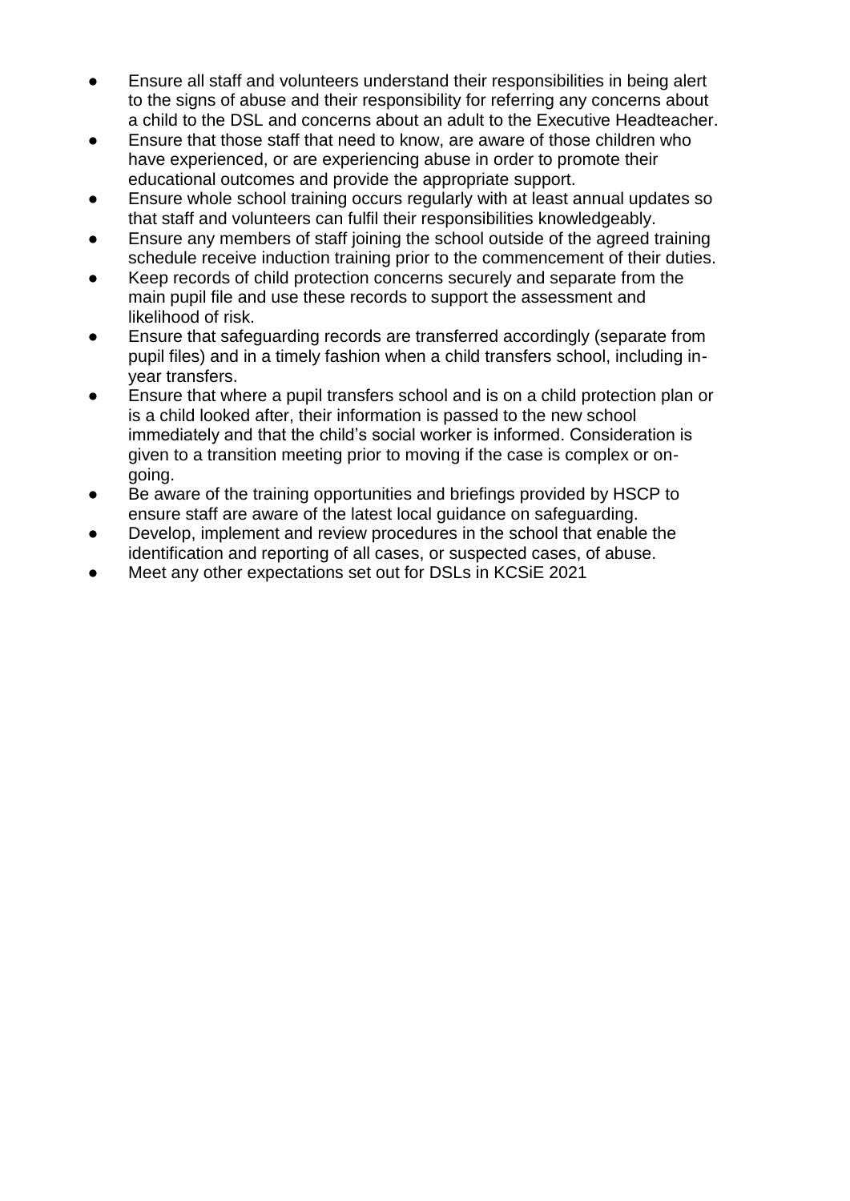- Ensure all staff and volunteers understand their responsibilities in being alert to the signs of abuse and their responsibility for referring any concerns about a child to the DSL and concerns about an adult to the Executive Headteacher.
- Ensure that those staff that need to know, are aware of those children who have experienced, or are experiencing abuse in order to promote their educational outcomes and provide the appropriate support.
- Ensure whole school training occurs regularly with at least annual updates so that staff and volunteers can fulfil their responsibilities knowledgeably.
- Ensure any members of staff joining the school outside of the agreed training schedule receive induction training prior to the commencement of their duties.
- Keep records of child protection concerns securely and separate from the main pupil file and use these records to support the assessment and likelihood of risk.
- Ensure that safeguarding records are transferred accordingly (separate from pupil files) and in a timely fashion when a child transfers school, including in-year transfers.
- Ensure that where a pupil transfers school and is on a child protection plan or is a child looked after, their information is passed to the new school immediately and that the child's social worker is informed. Consideration is given to a transition meeting prior to moving if the case is complex or on-going.
- Be aware of the training opportunities and briefings provided by HSCP to ensure staff are aware of the latest local guidance on safeguarding.
- Develop, implement and review procedures in the school that enable the identification and reporting of all cases, or suspected cases, of abuse.
- Meet any other expectations set out for DSLs in KCSiE 2021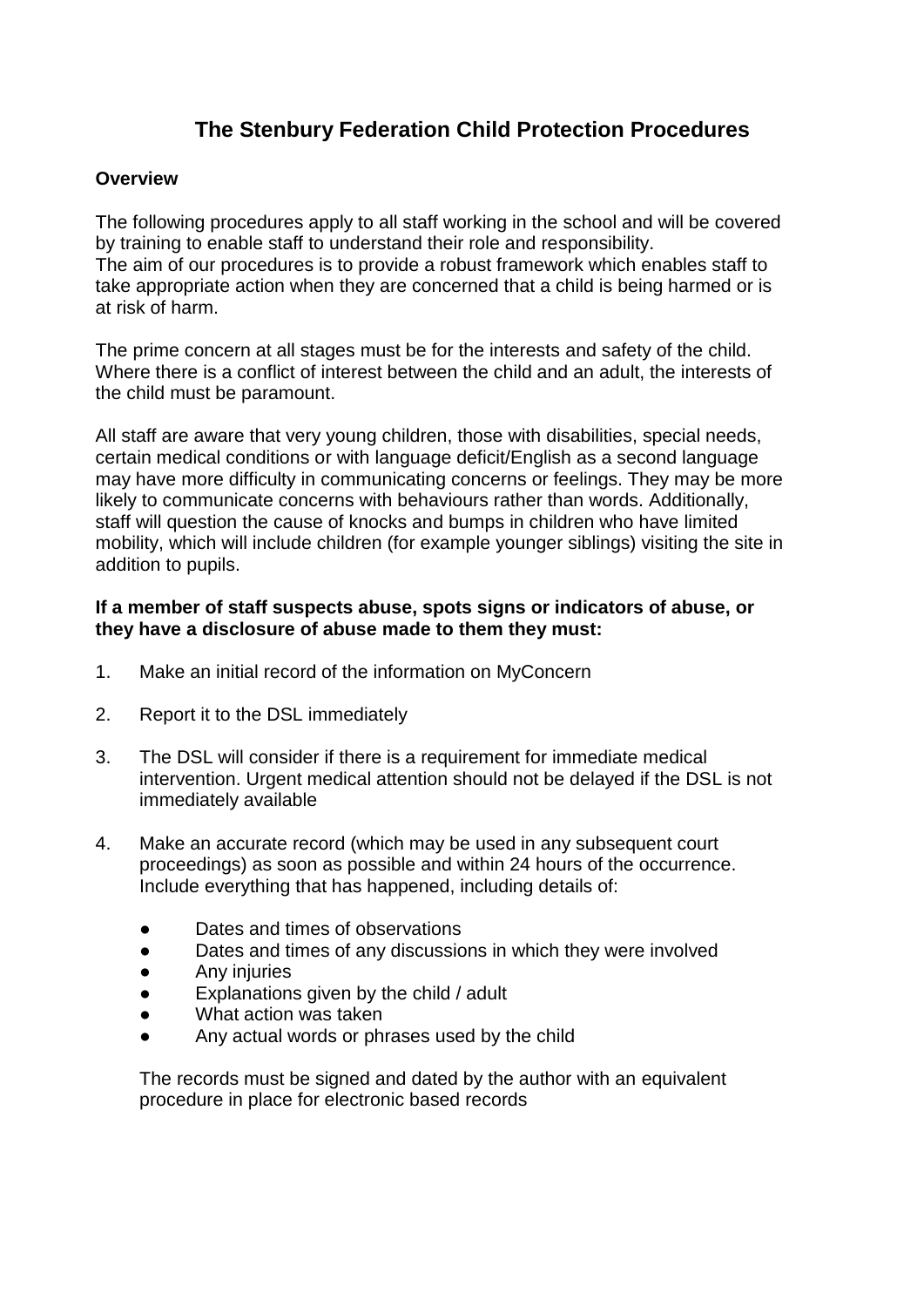# The Stenbury Federation Child Protection Procedures

**Overview**

The following procedures apply to all staff working in the school and will be covered by training to enable staff to understand their role and responsibility.
The aim of our procedures is to provide a robust framework which enables staff to take appropriate action when they are concerned that a child is being harmed or is at risk of harm.

The prime concern at all stages must be for the interests and safety of the child. Where there is a conflict of interest between the child and an adult, the interests of the child must be paramount.

All staff are aware that very young children, those with disabilities, special needs, certain medical conditions or with language deficit/English as a second language may have more difficulty in communicating concerns or feelings. They may be more likely to communicate concerns with behaviours rather than words. Additionally, staff will question the cause of knocks and bumps in children who have limited mobility, which will include children (for example younger siblings) visiting the site in addition to pupils.

**If a member of staff suspects abuse, spots signs or indicators of abuse, or they have a disclosure of abuse made to them they must:**

1. Make an initial record of the information on MyConcern

2. Report it to the DSL immediately

3. The DSL will consider if there is a requirement for immediate medical intervention. Urgent medical attention should not be delayed if the DSL is not immediately available

4. Make an accurate record (which may be used in any subsequent court proceedings) as soon as possible and within 24 hours of the occurrence. Include everything that has happened, including details of:

    - Dates and times of observations
    - Dates and times of any discussions in which they were involved
    - Any injuries
    - Explanations given by the child / adult
    - What action was taken
    - Any actual words or phrases used by the child

    The records must be signed and dated by the author with an equivalent procedure in place for electronic based records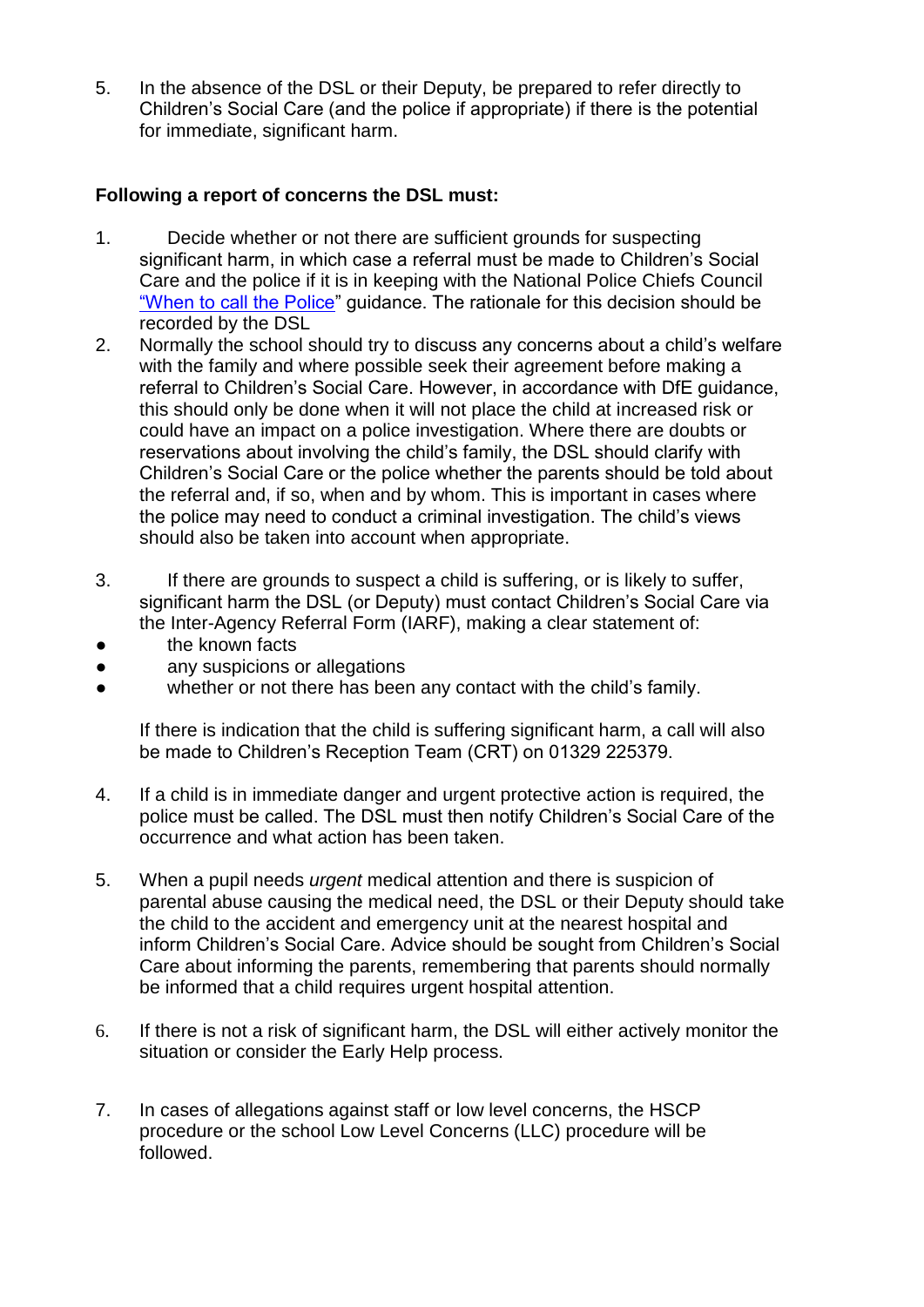5. In the absence of the DSL or their Deputy, be prepared to refer directly to Children's Social Care (and the police if appropriate) if there is the potential for immediate, significant harm.

**Following a report of concerns the DSL must:**

1. Decide whether or not there are sufficient grounds for suspecting significant harm, in which case a referral must be made to Children's Social Care and the police if it is in keeping with the National Police Chiefs Council "When to call the Police" guidance. The rationale for this decision should be recorded by the DSL
2. Normally the school should try to discuss any concerns about a child's welfare with the family and where possible seek their agreement before making a referral to Children's Social Care. However, in accordance with DfE guidance, this should only be done when it will not place the child at increased risk or could have an impact on a police investigation. Where there are doubts or reservations about involving the child's family, the DSL should clarify with Children's Social Care or the police whether the parents should be told about the referral and, if so, when and by whom. This is important in cases where the police may need to conduct a criminal investigation. The child's views should also be taken into account when appropriate.
3. If there are grounds to suspect a child is suffering, or is likely to suffer, significant harm the DSL (or Deputy) must contact Children's Social Care via the Inter-Agency Referral Form (IARF), making a clear statement of:
   - the known facts
   - any suspicions or allegations
   - whether or not there has been any contact with the child's family.

   If there is indication that the child is suffering significant harm, a call will also be made to Children's Reception Team (CRT) on 01329 225379.

4. If a child is in immediate danger and urgent protective action is required, the police must be called. The DSL must then notify Children's Social Care of the occurrence and what action has been taken.
5. When a pupil needs *urgent* medical attention and there is suspicion of parental abuse causing the medical need, the DSL or their Deputy should take the child to the accident and emergency unit at the nearest hospital and inform Children's Social Care. Advice should be sought from Children's Social Care about informing the parents, remembering that parents should normally be informed that a child requires urgent hospital attention.
6. If there is not a risk of significant harm, the DSL will either actively monitor the situation or consider the Early Help process.
7. In cases of allegations against staff or low level concerns, the HSCP procedure or the school Low Level Concerns (LLC) procedure will be followed.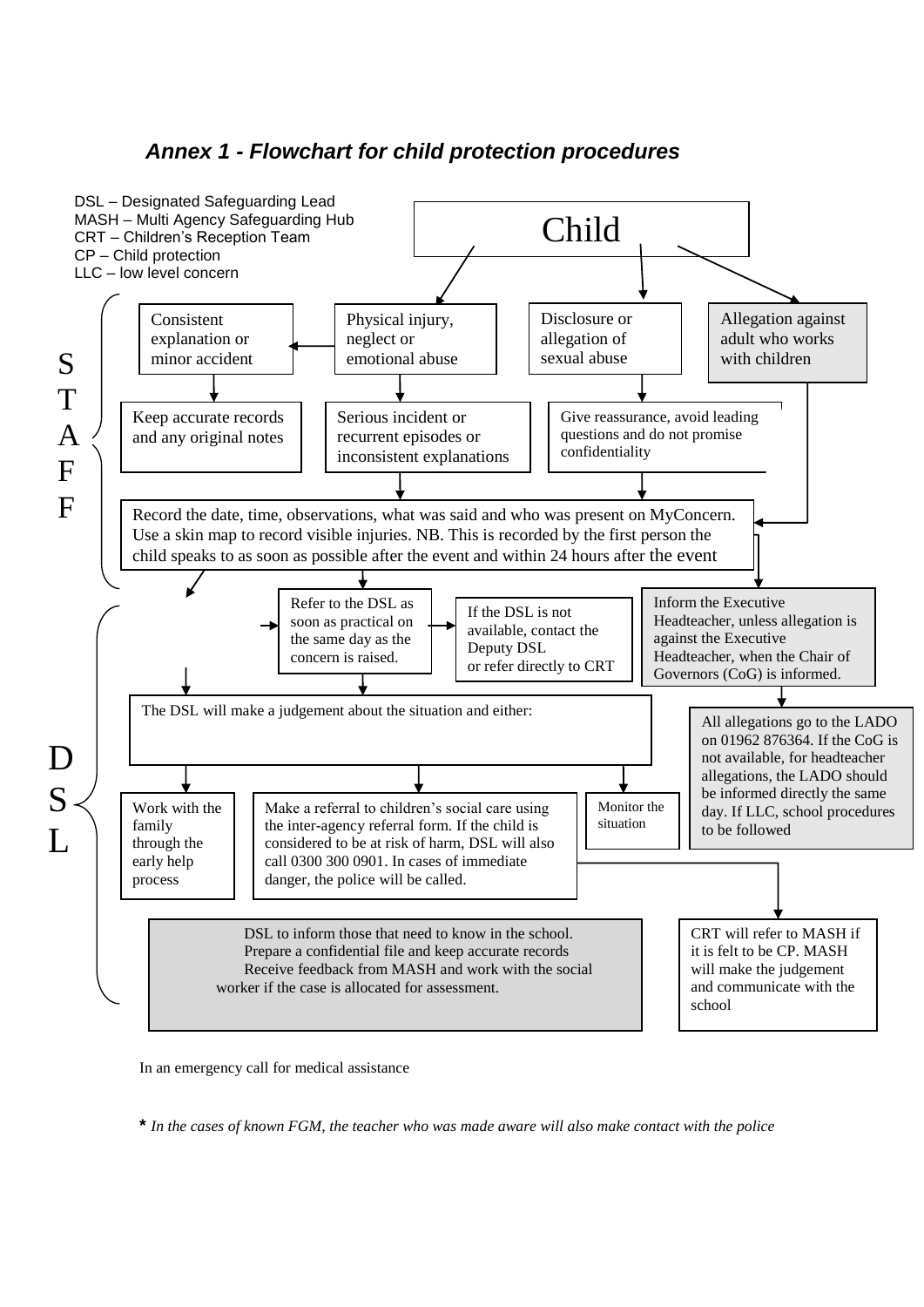### *Annex 1 - Flowchart for child protection procedures*

DSL – Designated Safeguarding Lead
MASH – Multi Agency Safeguarding Hub
CRT – Children's Reception Team
CP – Child protection
LLC – low level concern

Child

**STAFF**

Consistent explanation or minor accident

Physical injury, neglect or emotional abuse

Disclosure or allegation of sexual abuse

Allegation against adult who works with children

Keep accurate records and any original notes

Serious incident or recurrent episodes or inconsistent explanations

Give reassurance, avoid leading questions and do not promise confidentiality

Record the date, time, observations, what was said and who was present on MyConcern. Use a skin map to record visible injuries. NB. This is recorded by the first person the child speaks to as soon as possible after the event and within 24 hours after the event

**DSL**

Refer to the DSL as soon as practical on the same day as the concern is raised.

If the DSL is not available, contact the Deputy DSL or refer directly to CRT

Inform the Executive Headteacher, unless allegation is against the Executive Headteacher, when the Chair of Governors (CoG) is informed.

All allegations go to the LADO on 01962 876364. If the CoG is not available, for headteacher allegations, the LADO should be informed directly the same day. If LLC, school procedures to be followed

The DSL will make a judgement about the situation and either:

Work with the family through the early help process

Make a referral to children's social care using the inter-agency referral form. If the child is considered to be at risk of harm, DSL will also call 0300 300 0901. In cases of immediate danger, the police will be called.

Monitor the situation

DSL to inform those that need to know in the school. Prepare a confidential file and keep accurate records Receive feedback from MASH and work with the social worker if the case is allocated for assessment.

CRT will refer to MASH if it is felt to be CP. MASH will make the judgement and communicate with the school

In an emergency call for medical assistance

**\*** *In the cases of known FGM, the teacher who was made aware will also make contact with the police*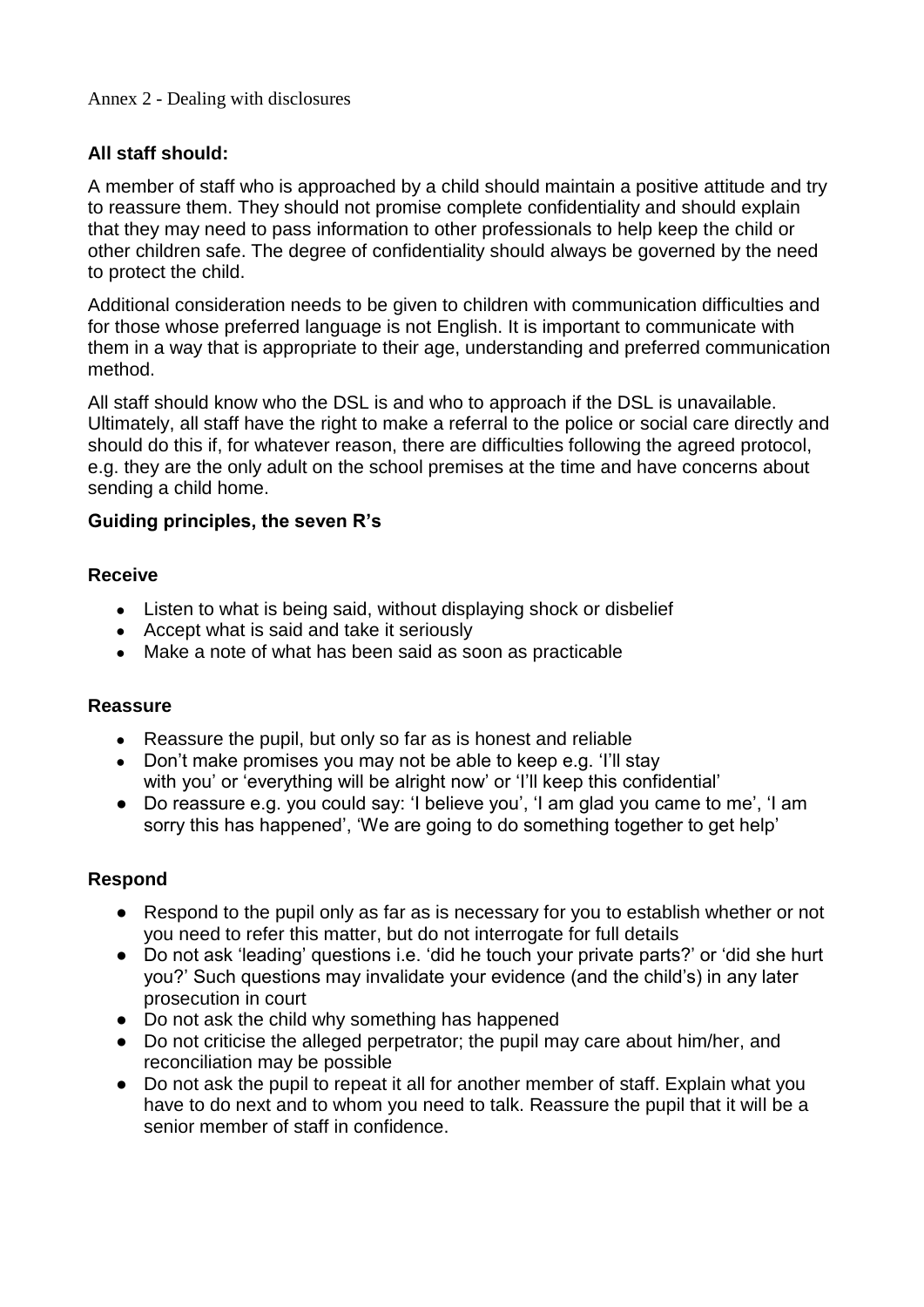Annex 2 - Dealing with disclosures

**All staff should:**

A member of staff who is approached by a child should maintain a positive attitude and try to reassure them. They should not promise complete confidentiality and should explain that they may need to pass information to other professionals to help keep the child or other children safe. The degree of confidentiality should always be governed by the need to protect the child.

Additional consideration needs to be given to children with communication difficulties and for those whose preferred language is not English. It is important to communicate with them in a way that is appropriate to their age, understanding and preferred communication method.

All staff should know who the DSL is and who to approach if the DSL is unavailable. Ultimately, all staff have the right to make a referral to the police or social care directly and should do this if, for whatever reason, there are difficulties following the agreed protocol, e.g. they are the only adult on the school premises at the time and have concerns about sending a child home.

**Guiding principles, the seven R's**

**Receive**

- Listen to what is being said, without displaying shock or disbelief
- Accept what is said and take it seriously
- Make a note of what has been said as soon as practicable

**Reassure**

- Reassure the pupil, but only so far as is honest and reliable
- Don't make promises you may not be able to keep e.g. 'I'll stay with you' or 'everything will be alright now' or 'I'll keep this confidential'
- Do reassure e.g. you could say: 'I believe you', 'I am glad you came to me', 'I am sorry this has happened', 'We are going to do something together to get help'

**Respond**

- Respond to the pupil only as far as is necessary for you to establish whether or not you need to refer this matter, but do not interrogate for full details
- Do not ask 'leading' questions i.e. 'did he touch your private parts?' or 'did she hurt you?' Such questions may invalidate your evidence (and the child's) in any later prosecution in court
- Do not ask the child why something has happened
- Do not criticise the alleged perpetrator; the pupil may care about him/her, and reconciliation may be possible
- Do not ask the pupil to repeat it all for another member of staff. Explain what you have to do next and to whom you need to talk. Reassure the pupil that it will be a senior member of staff in confidence.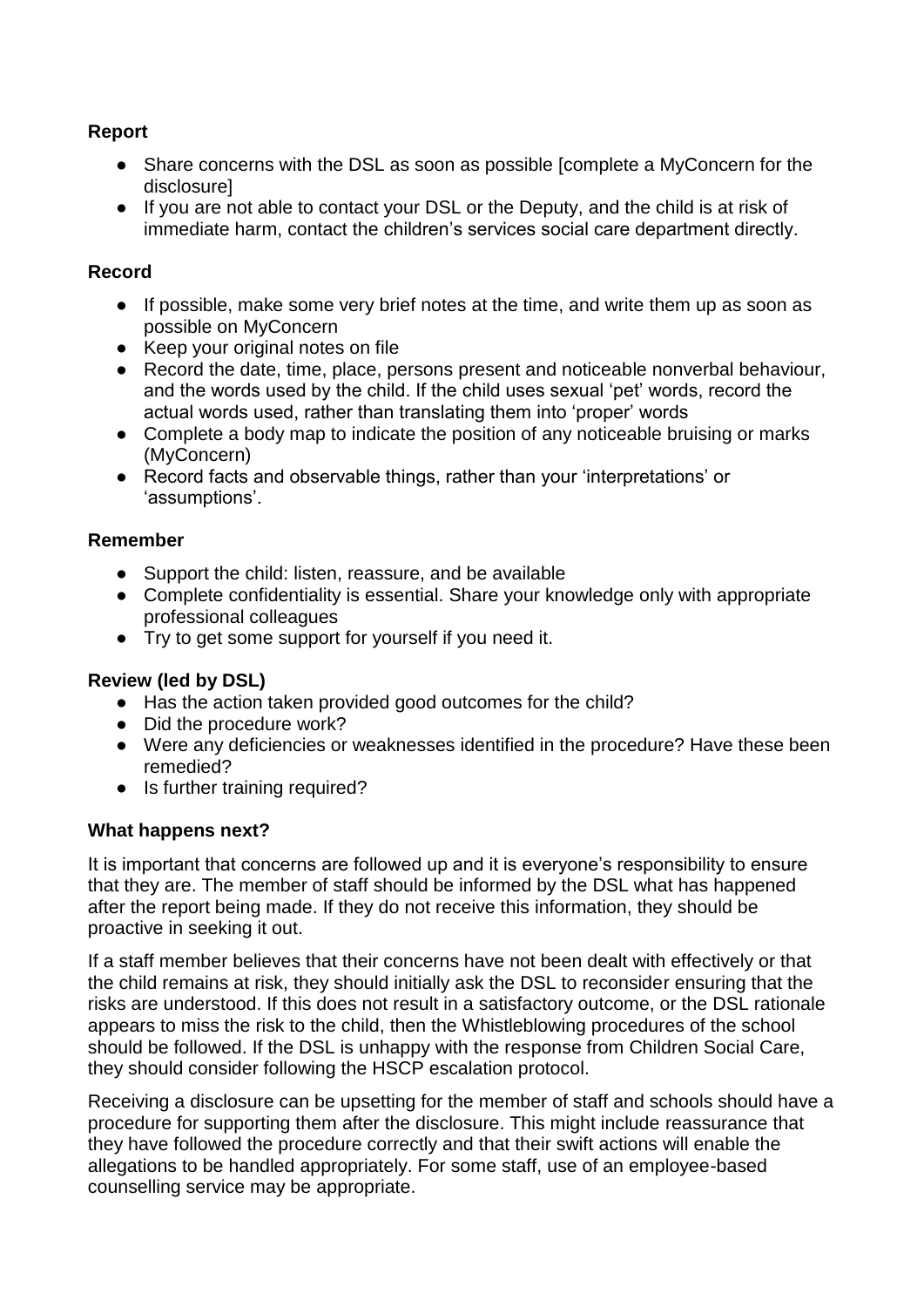**Report**

- Share concerns with the DSL as soon as possible [complete a MyConcern for the disclosure]
- If you are not able to contact your DSL or the Deputy, and the child is at risk of immediate harm, contact the children's services social care department directly.

**Record**

- If possible, make some very brief notes at the time, and write them up as soon as possible on MyConcern
- Keep your original notes on file
- Record the date, time, place, persons present and noticeable nonverbal behaviour, and the words used by the child. If the child uses sexual 'pet' words, record the actual words used, rather than translating them into 'proper' words
- Complete a body map to indicate the position of any noticeable bruising or marks (MyConcern)
- Record facts and observable things, rather than your 'interpretations' or 'assumptions'.

**Remember**

- Support the child: listen, reassure, and be available
- Complete confidentiality is essential. Share your knowledge only with appropriate professional colleagues
- Try to get some support for yourself if you need it.

**Review (led by DSL)**

- Has the action taken provided good outcomes for the child?
- Did the procedure work?
- Were any deficiencies or weaknesses identified in the procedure? Have these been remedied?
- Is further training required?

**What happens next?**

It is important that concerns are followed up and it is everyone's responsibility to ensure that they are. The member of staff should be informed by the DSL what has happened after the report being made. If they do not receive this information, they should be proactive in seeking it out.

If a staff member believes that their concerns have not been dealt with effectively or that the child remains at risk, they should initially ask the DSL to reconsider ensuring that the risks are understood. If this does not result in a satisfactory outcome, or the DSL rationale appears to miss the risk to the child, then the Whistleblowing procedures of the school should be followed. If the DSL is unhappy with the response from Children Social Care, they should consider following the HSCP escalation protocol.

Receiving a disclosure can be upsetting for the member of staff and schools should have a procedure for supporting them after the disclosure. This might include reassurance that they have followed the procedure correctly and that their swift actions will enable the allegations to be handled appropriately. For some staff, use of an employee-based counselling service may be appropriate.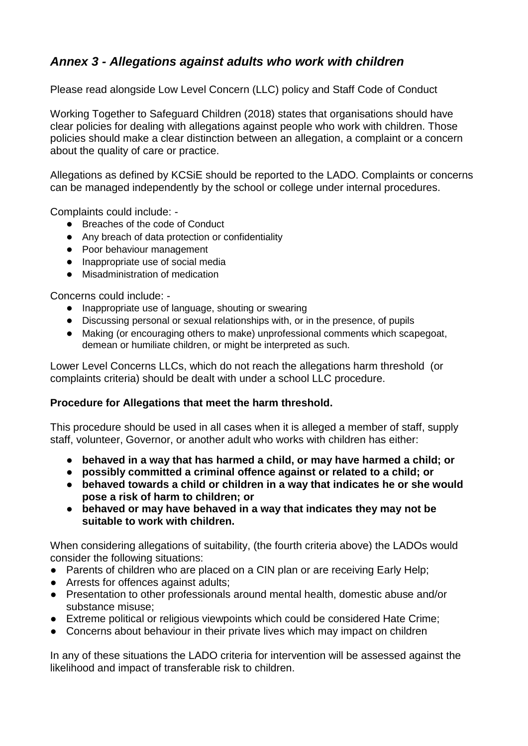## *Annex 3 - Allegations against adults who work with children*

Please read alongside Low Level Concern (LLC) policy and Staff Code of Conduct

Working Together to Safeguard Children (2018) states that organisations should have clear policies for dealing with allegations against people who work with children. Those policies should make a clear distinction between an allegation, a complaint or a concern about the quality of care or practice.

Allegations as defined by KCSiE should be reported to the LADO. Complaints or concerns can be managed independently by the school or college under internal procedures.

Complaints could include: -

- Breaches of the code of Conduct
- Any breach of data protection or confidentiality
- Poor behaviour management
- Inappropriate use of social media
- Misadministration of medication

Concerns could include: -

- Inappropriate use of language, shouting or swearing
- Discussing personal or sexual relationships with, or in the presence, of pupils
- Making (or encouraging others to make) unprofessional comments which scapegoat, demean or humiliate children, or might be interpreted as such.

Lower Level Concerns LLCs, which do not reach the allegations harm threshold (or complaints criteria) should be dealt with under a school LLC procedure.

**Procedure for Allegations that meet the harm threshold.**

This procedure should be used in all cases when it is alleged a member of staff, supply staff, volunteer, Governor, or another adult who works with children has either:

- **behaved in a way that has harmed a child, or may have harmed a child; or**
- **possibly committed a criminal offence against or related to a child; or**
- **behaved towards a child or children in a way that indicates he or she would pose a risk of harm to children; or**
- **behaved or may have behaved in a way that indicates they may not be suitable to work with children.**

When considering allegations of suitability, (the fourth criteria above) the LADOs would consider the following situations:

- Parents of children who are placed on a CIN plan or are receiving Early Help;
- Arrests for offences against adults;
- Presentation to other professionals around mental health, domestic abuse and/or substance misuse;
- Extreme political or religious viewpoints which could be considered Hate Crime;
- Concerns about behaviour in their private lives which may impact on children

In any of these situations the LADO criteria for intervention will be assessed against the likelihood and impact of transferable risk to children.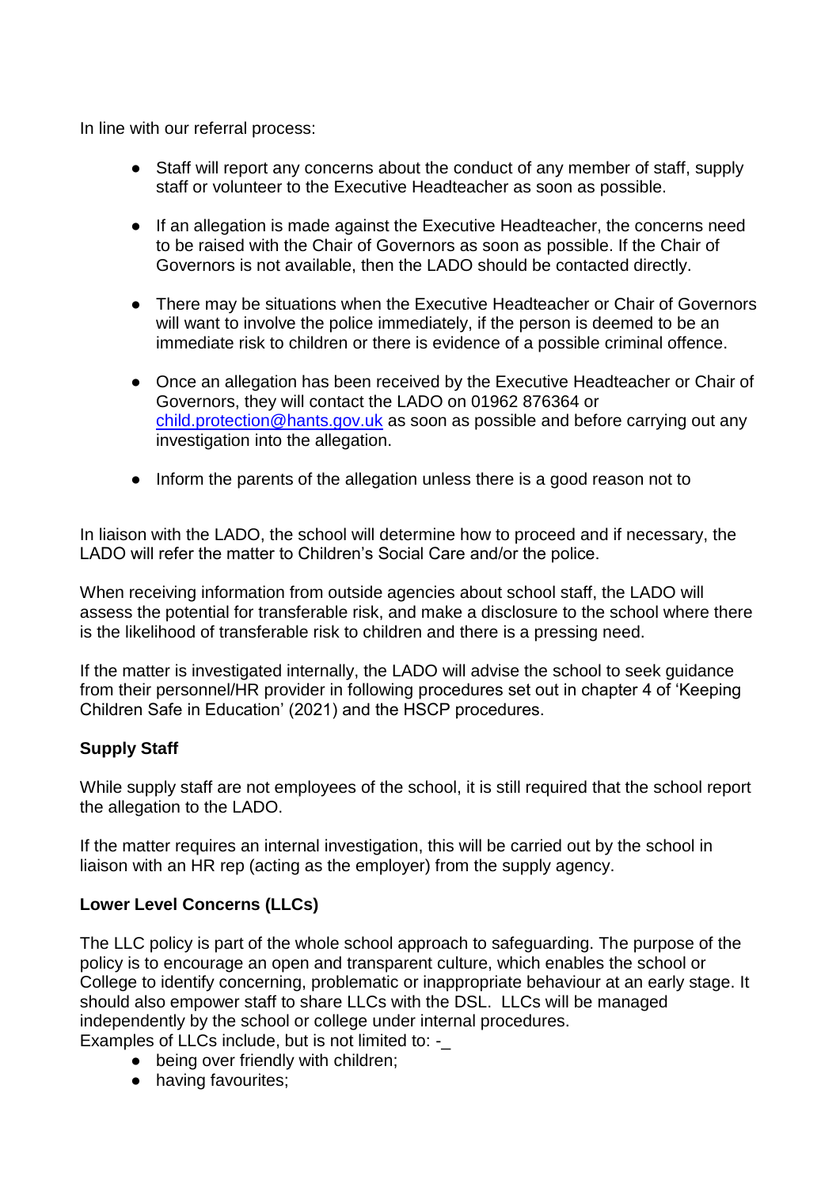In line with our referral process:

- Staff will report any concerns about the conduct of any member of staff, supply staff or volunteer to the Executive Headteacher as soon as possible.
- If an allegation is made against the Executive Headteacher, the concerns need to be raised with the Chair of Governors as soon as possible. If the Chair of Governors is not available, then the LADO should be contacted directly.
- There may be situations when the Executive Headteacher or Chair of Governors will want to involve the police immediately, if the person is deemed to be an immediate risk to children or there is evidence of a possible criminal offence.
- Once an allegation has been received by the Executive Headteacher or Chair of Governors, they will contact the LADO on 01962 876364 or child.protection@hants.gov.uk as soon as possible and before carrying out any investigation into the allegation.
- Inform the parents of the allegation unless there is a good reason not to

In liaison with the LADO, the school will determine how to proceed and if necessary, the LADO will refer the matter to Children's Social Care and/or the police.

When receiving information from outside agencies about school staff, the LADO will assess the potential for transferable risk, and make a disclosure to the school where there is the likelihood of transferable risk to children and there is a pressing need.

If the matter is investigated internally, the LADO will advise the school to seek guidance from their personnel/HR provider in following procedures set out in chapter 4 of 'Keeping Children Safe in Education' (2021) and the HSCP procedures.

**Supply Staff**

While supply staff are not employees of the school, it is still required that the school report the allegation to the LADO.

If the matter requires an internal investigation, this will be carried out by the school in liaison with an HR rep (acting as the employer) from the supply agency.

**Lower Level Concerns (LLCs)**

The LLC policy is part of the whole school approach to safeguarding. The purpose of the policy is to encourage an open and transparent culture, which enables the school or College to identify concerning, problematic or inappropriate behaviour at an early stage. It should also empower staff to share LLCs with the DSL. LLCs will be managed independently by the school or college under internal procedures.
Examples of LLCs include, but is not limited to: -_

- being over friendly with children;
- having favourites;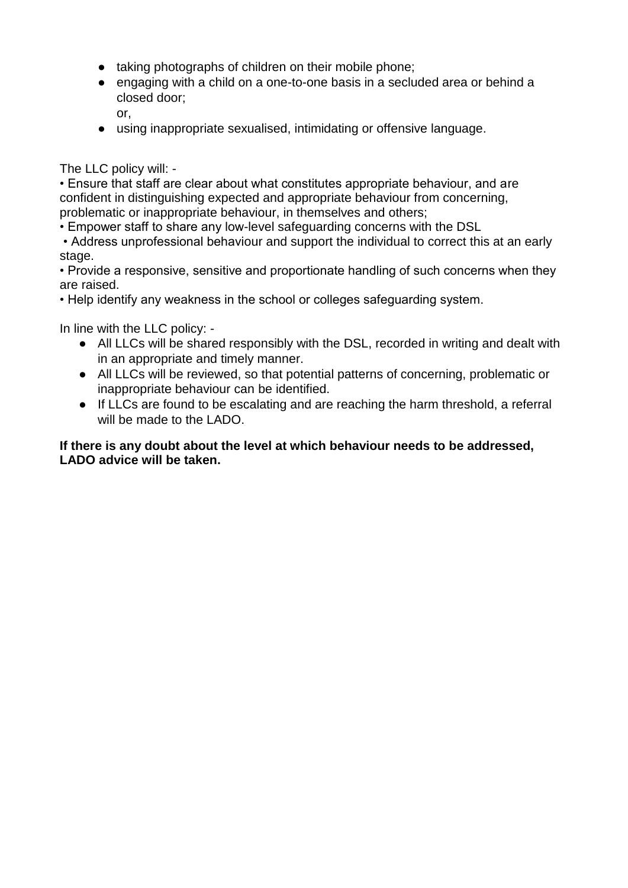- taking photographs of children on their mobile phone;
- engaging with a child on a one-to-one basis in a secluded area or behind a closed door;
  or,
- using inappropriate sexualised, intimidating or offensive language.

The LLC policy will: -

- Ensure that staff are clear about what constitutes appropriate behaviour, and are confident in distinguishing expected and appropriate behaviour from concerning, problematic or inappropriate behaviour, in themselves and others;
- Empower staff to share any low-level safeguarding concerns with the DSL
- Address unprofessional behaviour and support the individual to correct this at an early stage.
- Provide a responsive, sensitive and proportionate handling of such concerns when they are raised.
- Help identify any weakness in the school or colleges safeguarding system.

In line with the LLC policy: -

- All LLCs will be shared responsibly with the DSL, recorded in writing and dealt with in an appropriate and timely manner.
- All LLCs will be reviewed, so that potential patterns of concerning, problematic or inappropriate behaviour can be identified.
- If LLCs are found to be escalating and are reaching the harm threshold, a referral will be made to the LADO.

**If there is any doubt about the level at which behaviour needs to be addressed, LADO advice will be taken.**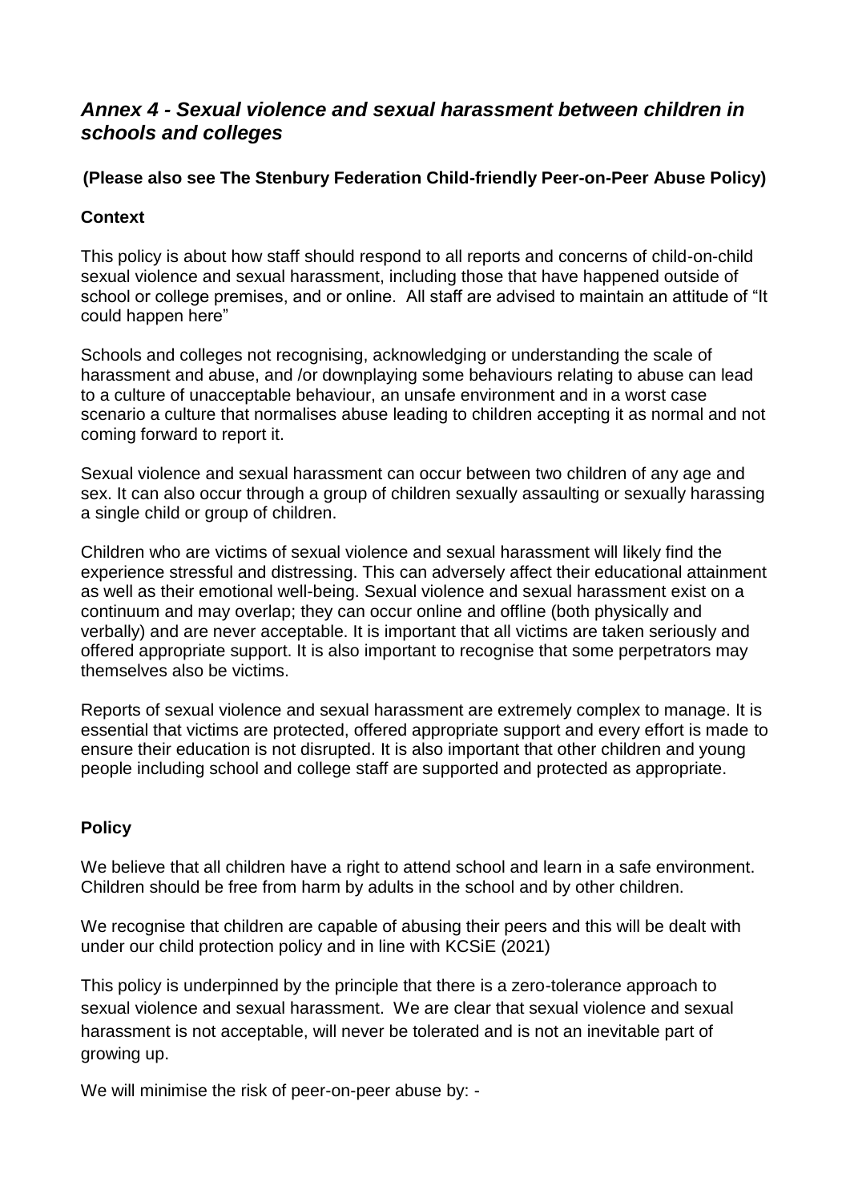## *Annex 4 - Sexual violence and sexual harassment between children in schools and colleges*

**(Please also see The Stenbury Federation Child-friendly Peer-on-Peer Abuse Policy)**

**Context**

This policy is about how staff should respond to all reports and concerns of child-on-child sexual violence and sexual harassment, including those that have happened outside of school or college premises, and or online. All staff are advised to maintain an attitude of "It could happen here"

Schools and colleges not recognising, acknowledging or understanding the scale of harassment and abuse, and /or downplaying some behaviours relating to abuse can lead to a culture of unacceptable behaviour, an unsafe environment and in a worst case scenario a culture that normalises abuse leading to children accepting it as normal and not coming forward to report it.

Sexual violence and sexual harassment can occur between two children of any age and sex. It can also occur through a group of children sexually assaulting or sexually harassing a single child or group of children.

Children who are victims of sexual violence and sexual harassment will likely find the experience stressful and distressing. This can adversely affect their educational attainment as well as their emotional well-being. Sexual violence and sexual harassment exist on a continuum and may overlap; they can occur online and offline (both physically and verbally) and are never acceptable. It is important that all victims are taken seriously and offered appropriate support. It is also important to recognise that some perpetrators may themselves also be victims.

Reports of sexual violence and sexual harassment are extremely complex to manage. It is essential that victims are protected, offered appropriate support and every effort is made to ensure their education is not disrupted. It is also important that other children and young people including school and college staff are supported and protected as appropriate.

**Policy**

We believe that all children have a right to attend school and learn in a safe environment. Children should be free from harm by adults in the school and by other children.

We recognise that children are capable of abusing their peers and this will be dealt with under our child protection policy and in line with KCSiE (2021)

This policy is underpinned by the principle that there is a zero-tolerance approach to sexual violence and sexual harassment. We are clear that sexual violence and sexual harassment is not acceptable, will never be tolerated and is not an inevitable part of growing up.

We will minimise the risk of peer-on-peer abuse by: -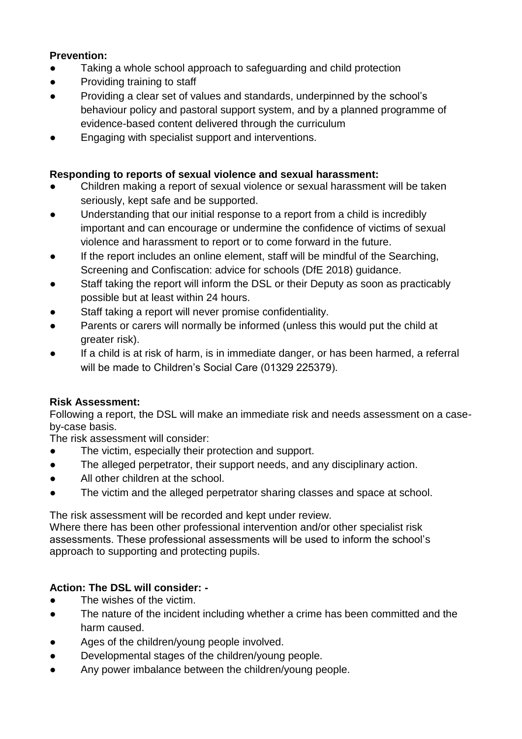**Prevention:**

- Taking a whole school approach to safeguarding and child protection
- Providing training to staff
- Providing a clear set of values and standards, underpinned by the school's behaviour policy and pastoral support system, and by a planned programme of evidence-based content delivered through the curriculum
- Engaging with specialist support and interventions.

**Responding to reports of sexual violence and sexual harassment:**

- Children making a report of sexual violence or sexual harassment will be taken seriously, kept safe and be supported.
- Understanding that our initial response to a report from a child is incredibly important and can encourage or undermine the confidence of victims of sexual violence and harassment to report or to come forward in the future.
- If the report includes an online element, staff will be mindful of the Searching, Screening and Confiscation: advice for schools (DfE 2018) guidance.
- Staff taking the report will inform the DSL or their Deputy as soon as practicably possible but at least within 24 hours.
- Staff taking a report will never promise confidentiality.
- Parents or carers will normally be informed (unless this would put the child at greater risk).
- If a child is at risk of harm, is in immediate danger, or has been harmed, a referral will be made to Children's Social Care (01329 225379).

**Risk Assessment:**

Following a report, the DSL will make an immediate risk and needs assessment on a case-by-case basis.

The risk assessment will consider:

- The victim, especially their protection and support.
- The alleged perpetrator, their support needs, and any disciplinary action.
- All other children at the school.
- The victim and the alleged perpetrator sharing classes and space at school.

The risk assessment will be recorded and kept under review.

Where there has been other professional intervention and/or other specialist risk assessments. These professional assessments will be used to inform the school's approach to supporting and protecting pupils.

**Action: The DSL will consider: -**

- The wishes of the victim.
- The nature of the incident including whether a crime has been committed and the harm caused.
- Ages of the children/young people involved.
- Developmental stages of the children/young people.
- Any power imbalance between the children/young people.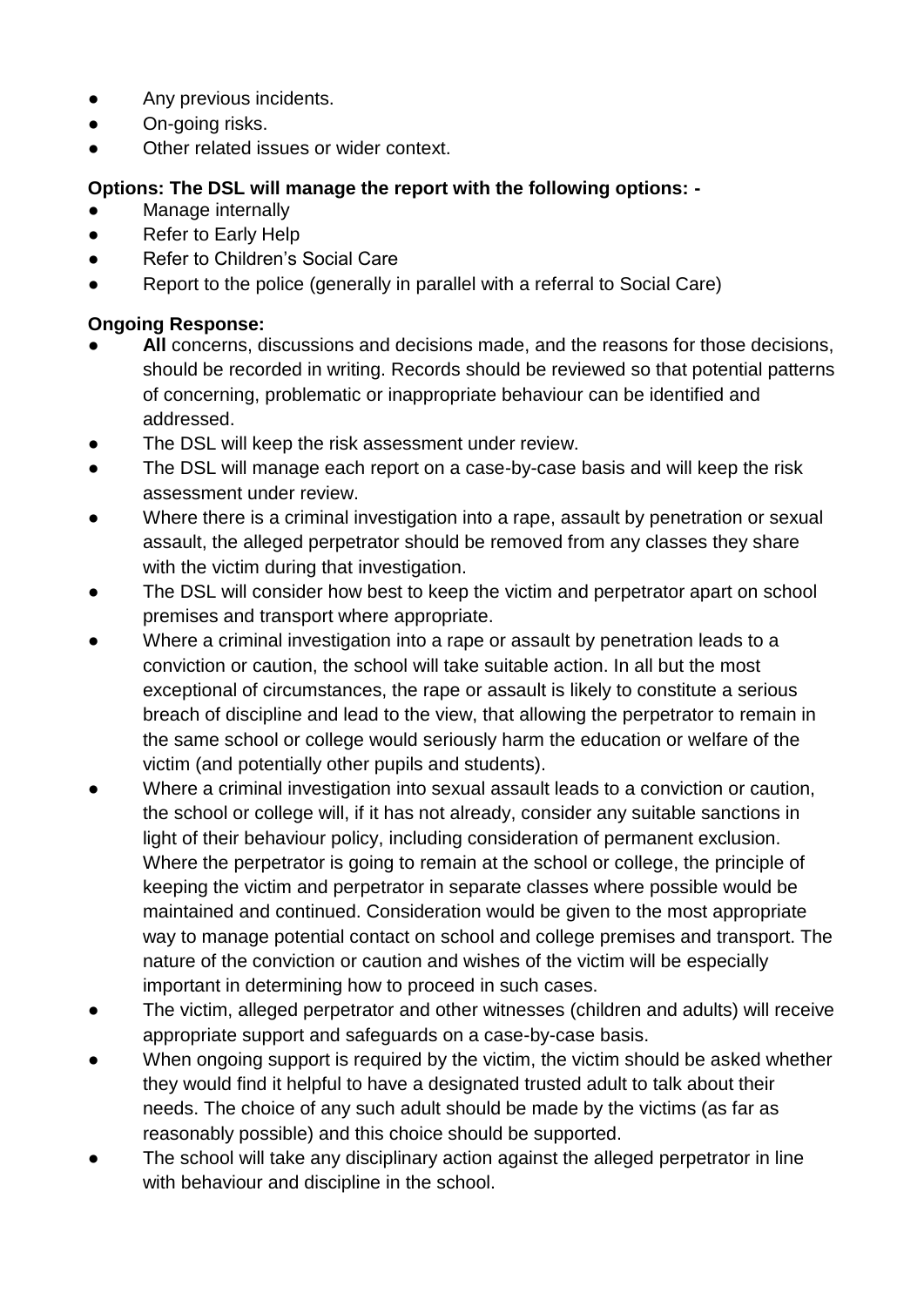- Any previous incidents.
- On-going risks.
- Other related issues or wider context.

**Options: The DSL will manage the report with the following options: -**

- Manage internally
- Refer to Early Help
- Refer to Children's Social Care
- Report to the police (generally in parallel with a referral to Social Care)

**Ongoing Response:**

- **All** concerns, discussions and decisions made, and the reasons for those decisions, should be recorded in writing. Records should be reviewed so that potential patterns of concerning, problematic or inappropriate behaviour can be identified and addressed.
- The DSL will keep the risk assessment under review.
- The DSL will manage each report on a case-by-case basis and will keep the risk assessment under review.
- Where there is a criminal investigation into a rape, assault by penetration or sexual assault, the alleged perpetrator should be removed from any classes they share with the victim during that investigation.
- The DSL will consider how best to keep the victim and perpetrator apart on school premises and transport where appropriate.
- Where a criminal investigation into a rape or assault by penetration leads to a conviction or caution, the school will take suitable action. In all but the most exceptional of circumstances, the rape or assault is likely to constitute a serious breach of discipline and lead to the view, that allowing the perpetrator to remain in the same school or college would seriously harm the education or welfare of the victim (and potentially other pupils and students).
- Where a criminal investigation into sexual assault leads to a conviction or caution, the school or college will, if it has not already, consider any suitable sanctions in light of their behaviour policy, including consideration of permanent exclusion. Where the perpetrator is going to remain at the school or college, the principle of keeping the victim and perpetrator in separate classes where possible would be maintained and continued. Consideration would be given to the most appropriate way to manage potential contact on school and college premises and transport. The nature of the conviction or caution and wishes of the victim will be especially important in determining how to proceed in such cases.
- The victim, alleged perpetrator and other witnesses (children and adults) will receive appropriate support and safeguards on a case-by-case basis.
- When ongoing support is required by the victim, the victim should be asked whether they would find it helpful to have a designated trusted adult to talk about their needs. The choice of any such adult should be made by the victims (as far as reasonably possible) and this choice should be supported.
- The school will take any disciplinary action against the alleged perpetrator in line with behaviour and discipline in the school.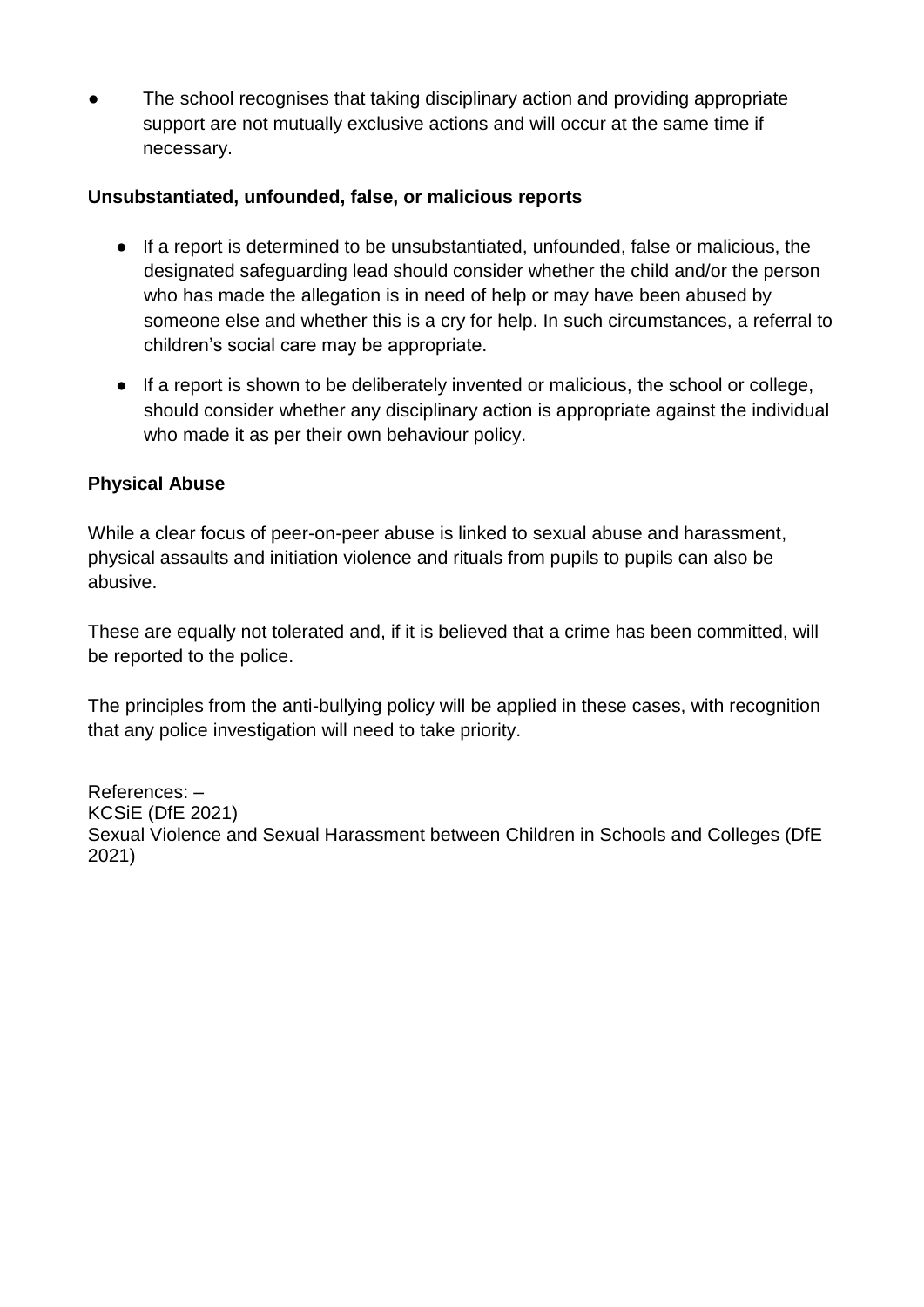- The school recognises that taking disciplinary action and providing appropriate support are not mutually exclusive actions and will occur at the same time if necessary.

**Unsubstantiated, unfounded, false, or malicious reports**

- If a report is determined to be unsubstantiated, unfounded, false or malicious, the designated safeguarding lead should consider whether the child and/or the person who has made the allegation is in need of help or may have been abused by someone else and whether this is a cry for help. In such circumstances, a referral to children's social care may be appropriate.
- If a report is shown to be deliberately invented or malicious, the school or college, should consider whether any disciplinary action is appropriate against the individual who made it as per their own behaviour policy.

**Physical Abuse**

While a clear focus of peer-on-peer abuse is linked to sexual abuse and harassment, physical assaults and initiation violence and rituals from pupils to pupils can also be abusive.

These are equally not tolerated and, if it is believed that a crime has been committed, will be reported to the police.

The principles from the anti-bullying policy will be applied in these cases, with recognition that any police investigation will need to take priority.

References: –
KCSiE (DfE 2021)
Sexual Violence and Sexual Harassment between Children in Schools and Colleges (DfE 2021)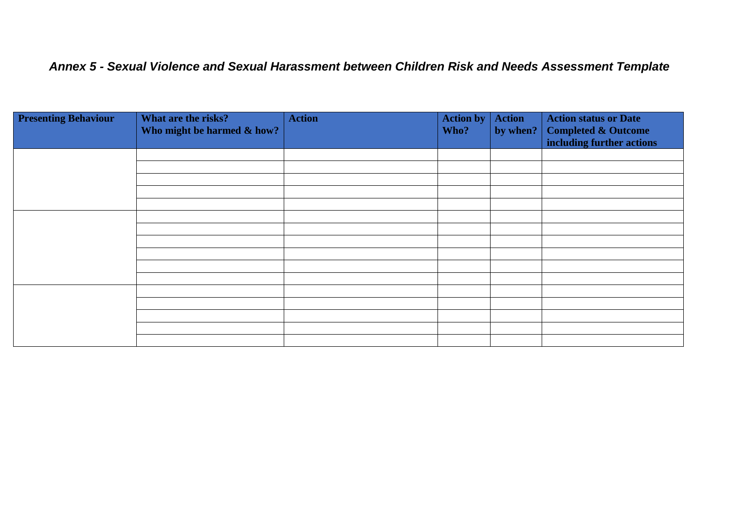# *Annex 5 - Sexual Violence and Sexual Harassment between Children Risk and Needs Assessment Template*

| **Presenting Behaviour** | **What are the risks? Who might be harmed & how?** | **Action** | **Action by Who?** | **Action by when?** | **Action status or Date Completed & Outcome including further actions** |
|---|---|---|---|---|---|
| | | | | | |
| | | | | | |
| | | | | | |
| | | | | | |
| | | | | | |
| | | | | | |
| | | | | | |
| | | | | | |
| | | | | | |
| | | | | | |
| | | | | | |
| | | | | | |
| | | | | | |
| | | | | | |
| | | | | | |
| | | | | | |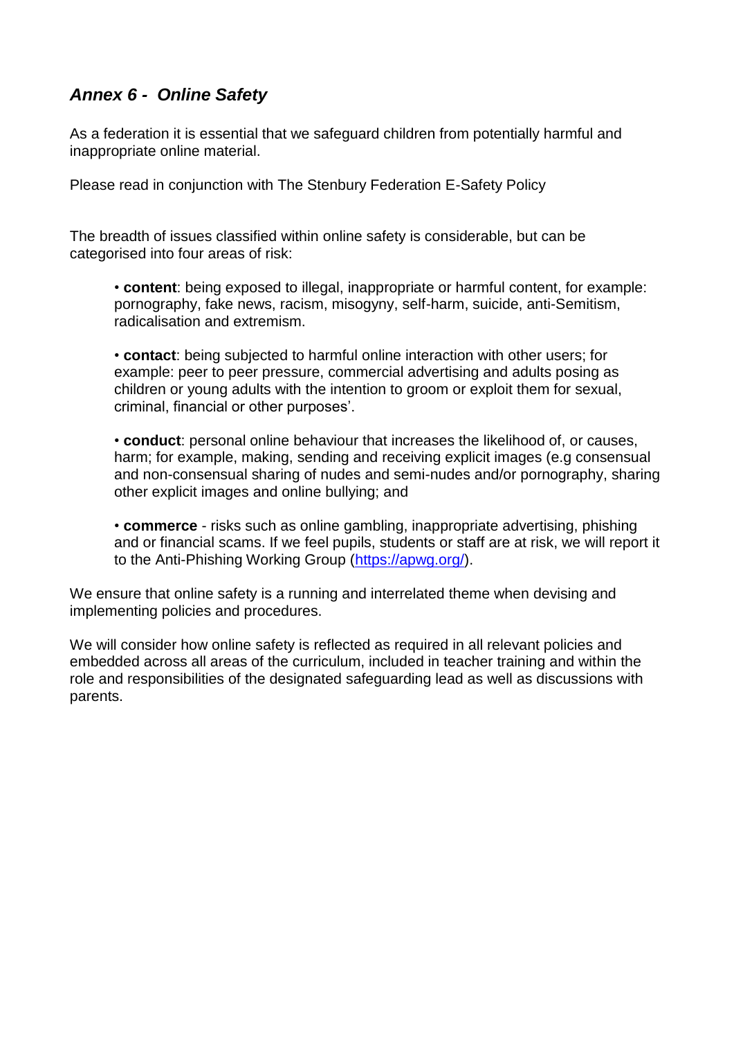## *Annex 6 - Online Safety*

As a federation it is essential that we safeguard children from potentially harmful and inappropriate online material.

Please read in conjunction with The Stenbury Federation E-Safety Policy

The breadth of issues classified within online safety is considerable, but can be categorised into four areas of risk:

- **content**: being exposed to illegal, inappropriate or harmful content, for example: pornography, fake news, racism, misogyny, self-harm, suicide, anti-Semitism, radicalisation and extremism.

- **contact**: being subjected to harmful online interaction with other users; for example: peer to peer pressure, commercial advertising and adults posing as children or young adults with the intention to groom or exploit them for sexual, criminal, financial or other purposes'.

- **conduct**: personal online behaviour that increases the likelihood of, or causes, harm; for example, making, sending and receiving explicit images (e.g consensual and non-consensual sharing of nudes and semi-nudes and/or pornography, sharing other explicit images and online bullying; and

- **commerce** - risks such as online gambling, inappropriate advertising, phishing and or financial scams. If we feel pupils, students or staff are at risk, we will report it to the Anti-Phishing Working Group (https://apwg.org/).

We ensure that online safety is a running and interrelated theme when devising and implementing policies and procedures.

We will consider how online safety is reflected as required in all relevant policies and embedded across all areas of the curriculum, included in teacher training and within the role and responsibilities of the designated safeguarding lead as well as discussions with parents.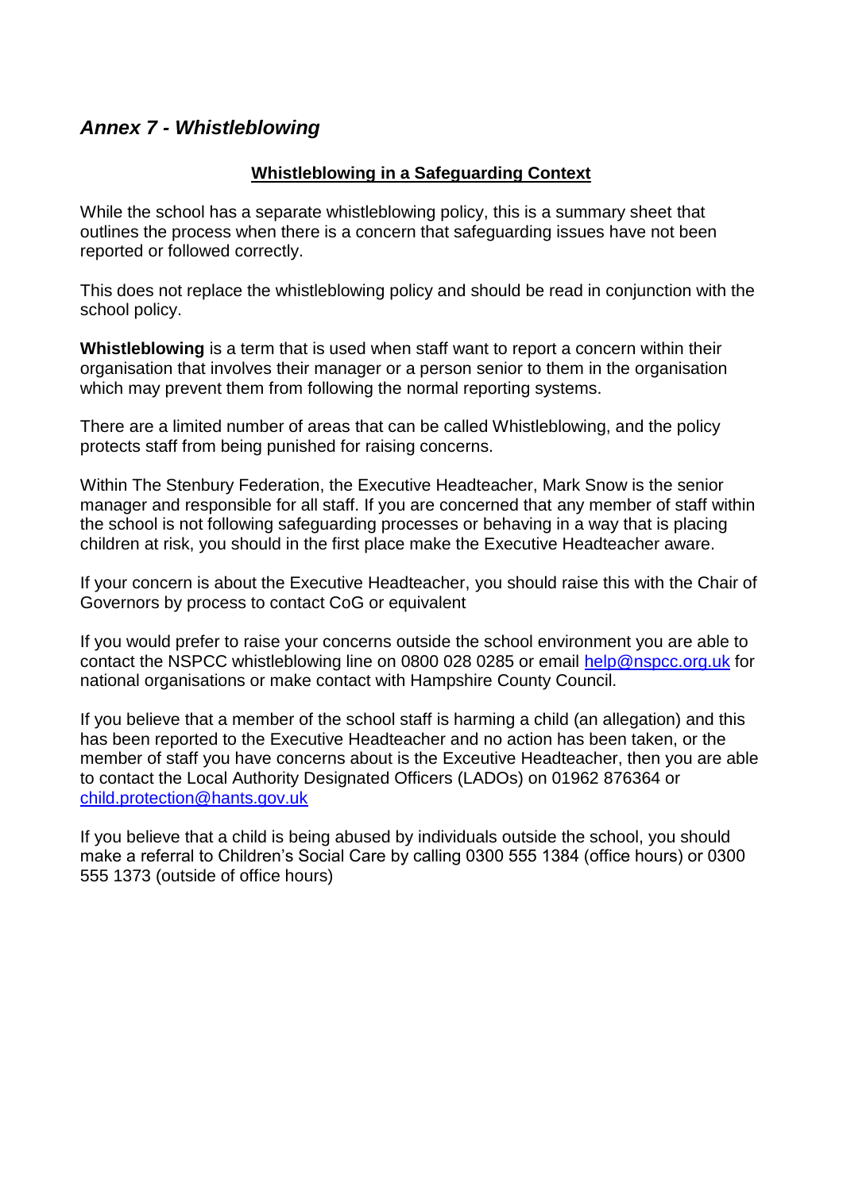## *Annex 7 - Whistleblowing*

**Whistleblowing in a Safeguarding Context**

While the school has a separate whistleblowing policy, this is a summary sheet that outlines the process when there is a concern that safeguarding issues have not been reported or followed correctly.

This does not replace the whistleblowing policy and should be read in conjunction with the school policy.

**Whistleblowing** is a term that is used when staff want to report a concern within their organisation that involves their manager or a person senior to them in the organisation which may prevent them from following the normal reporting systems.

There are a limited number of areas that can be called Whistleblowing, and the policy protects staff from being punished for raising concerns.

Within The Stenbury Federation, the Executive Headteacher, Mark Snow is the senior manager and responsible for all staff. If you are concerned that any member of staff within the school is not following safeguarding processes or behaving in a way that is placing children at risk, you should in the first place make the Executive Headteacher aware.

If your concern is about the Executive Headteacher, you should raise this with the Chair of Governors by process to contact CoG or equivalent

If you would prefer to raise your concerns outside the school environment you are able to contact the NSPCC whistleblowing line on 0800 028 0285 or email help@nspcc.org.uk for national organisations or make contact with Hampshire County Council.

If you believe that a member of the school staff is harming a child (an allegation) and this has been reported to the Executive Headteacher and no action has been taken, or the member of staff you have concerns about is the Exceutive Headteacher, then you are able to contact the Local Authority Designated Officers (LADOs) on 01962 876364 or child.protection@hants.gov.uk

If you believe that a child is being abused by individuals outside the school, you should make a referral to Children's Social Care by calling 0300 555 1384 (office hours) or 0300 555 1373 (outside of office hours)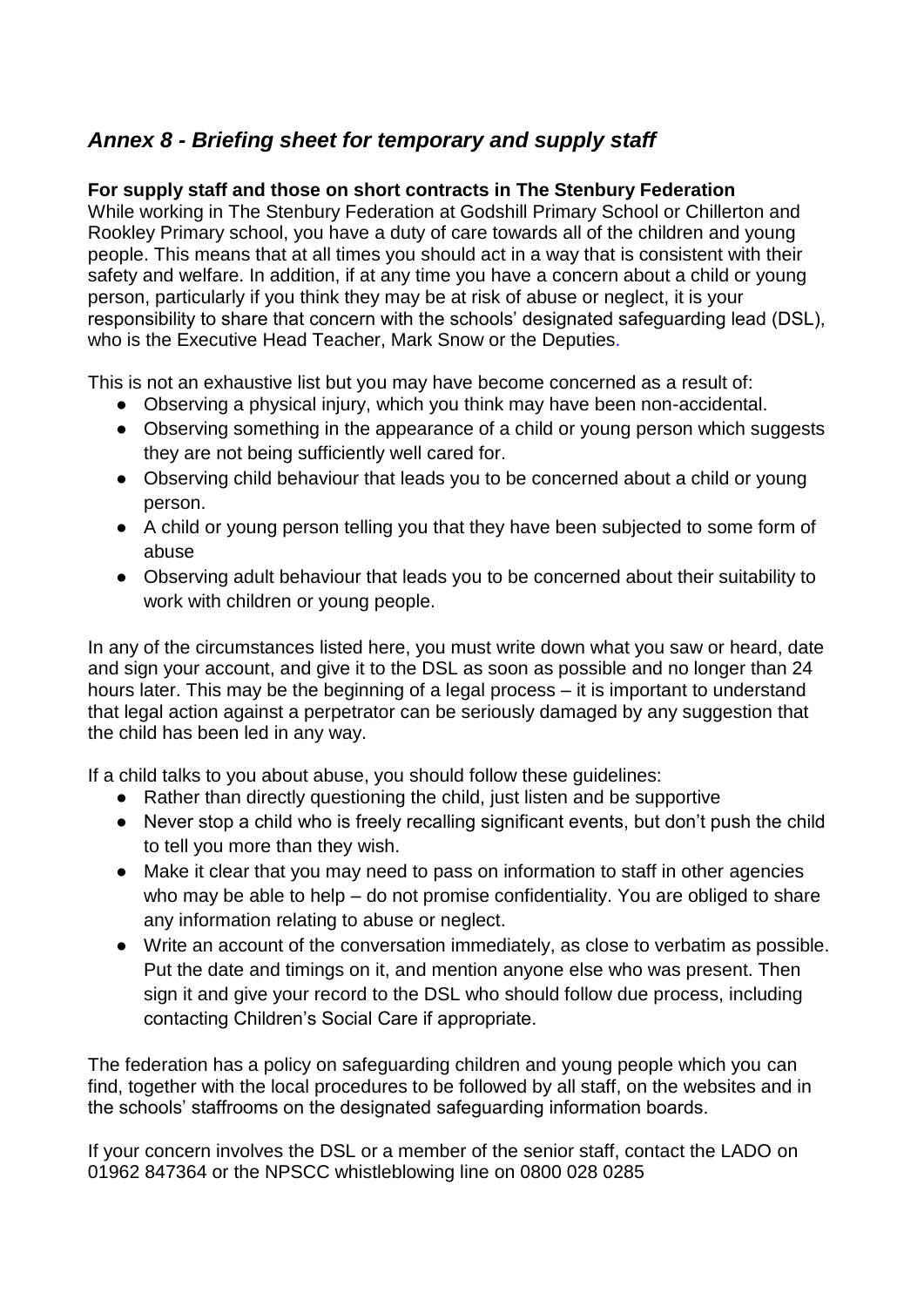## *Annex 8 - Briefing sheet for temporary and supply staff*

**For supply staff and those on short contracts in The Stenbury Federation**
While working in The Stenbury Federation at Godshill Primary School or Chillerton and Rookley Primary school, you have a duty of care towards all of the children and young people. This means that at all times you should act in a way that is consistent with their safety and welfare. In addition, if at any time you have a concern about a child or young person, particularly if you think they may be at risk of abuse or neglect, it is your responsibility to share that concern with the schools' designated safeguarding lead (DSL), who is the Executive Head Teacher, Mark Snow or the Deputies.

This is not an exhaustive list but you may have become concerned as a result of:

- Observing a physical injury, which you think may have been non-accidental.
- Observing something in the appearance of a child or young person which suggests they are not being sufficiently well cared for.
- Observing child behaviour that leads you to be concerned about a child or young person.
- A child or young person telling you that they have been subjected to some form of abuse
- Observing adult behaviour that leads you to be concerned about their suitability to work with children or young people.

In any of the circumstances listed here, you must write down what you saw or heard, date and sign your account, and give it to the DSL as soon as possible and no longer than 24 hours later. This may be the beginning of a legal process – it is important to understand that legal action against a perpetrator can be seriously damaged by any suggestion that the child has been led in any way.

If a child talks to you about abuse, you should follow these guidelines:

- Rather than directly questioning the child, just listen and be supportive
- Never stop a child who is freely recalling significant events, but don't push the child to tell you more than they wish.
- Make it clear that you may need to pass on information to staff in other agencies who may be able to help – do not promise confidentiality. You are obliged to share any information relating to abuse or neglect.
- Write an account of the conversation immediately, as close to verbatim as possible. Put the date and timings on it, and mention anyone else who was present. Then sign it and give your record to the DSL who should follow due process, including contacting Children's Social Care if appropriate.

The federation has a policy on safeguarding children and young people which you can find, together with the local procedures to be followed by all staff, on the websites and in the schools' staffrooms on the designated safeguarding information boards.

If your concern involves the DSL or a member of the senior staff, contact the LADO on 01962 847364 or the NPSCC whistleblowing line on 0800 028 0285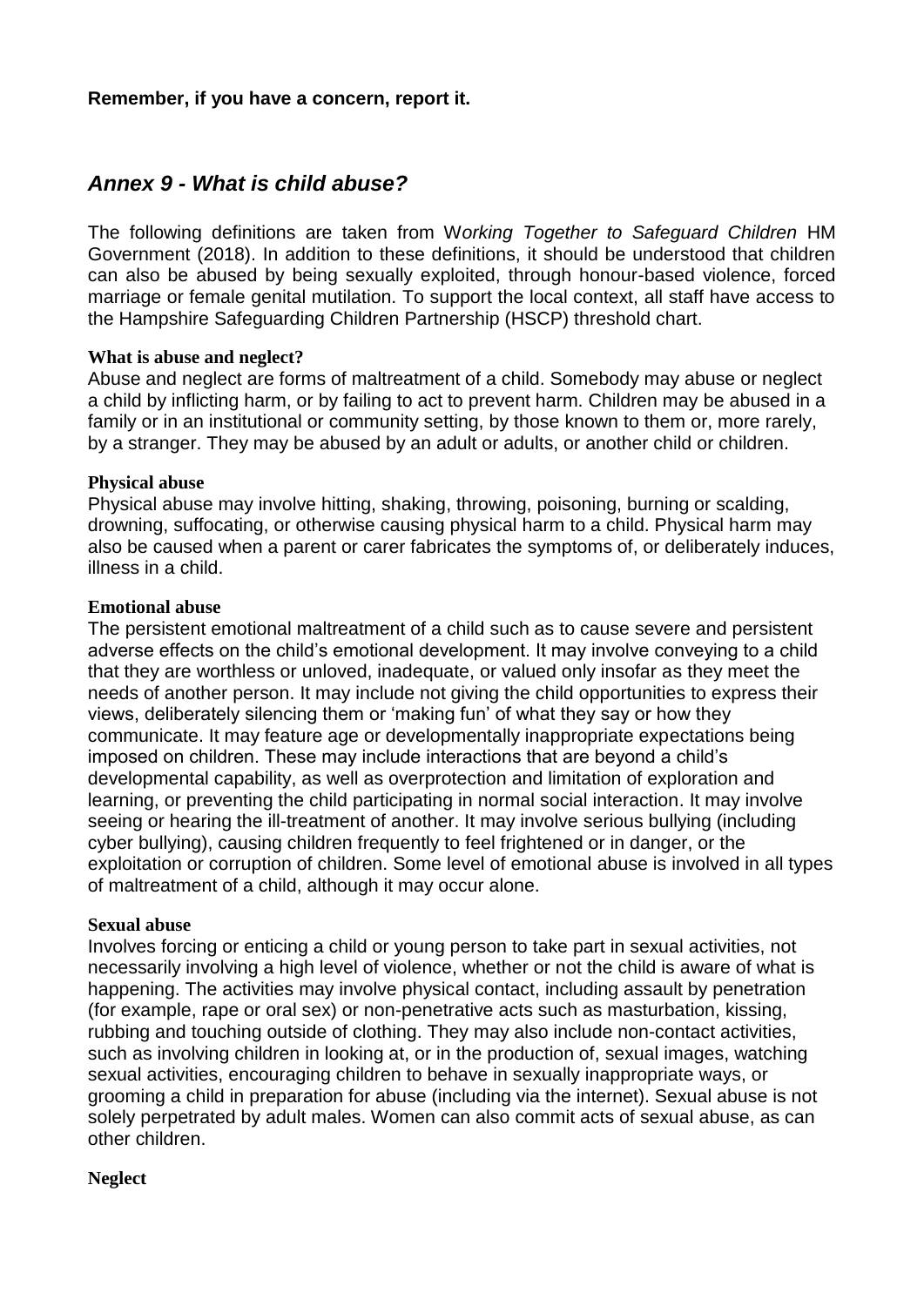**Remember, if you have a concern, report it.**

## *Annex 9 - What is child abuse?*

The following definitions are taken from *Working Together to Safeguard Children* HM Government (2018). In addition to these definitions, it should be understood that children can also be abused by being sexually exploited, through honour-based violence, forced marriage or female genital mutilation. To support the local context, all staff have access to the Hampshire Safeguarding Children Partnership (HSCP) threshold chart.

**What is abuse and neglect?**

Abuse and neglect are forms of maltreatment of a child. Somebody may abuse or neglect a child by inflicting harm, or by failing to act to prevent harm. Children may be abused in a family or in an institutional or community setting, by those known to them or, more rarely, by a stranger. They may be abused by an adult or adults, or another child or children.

**Physical abuse**

Physical abuse may involve hitting, shaking, throwing, poisoning, burning or scalding, drowning, suffocating, or otherwise causing physical harm to a child. Physical harm may also be caused when a parent or carer fabricates the symptoms of, or deliberately induces, illness in a child.

**Emotional abuse**

The persistent emotional maltreatment of a child such as to cause severe and persistent adverse effects on the child's emotional development. It may involve conveying to a child that they are worthless or unloved, inadequate, or valued only insofar as they meet the needs of another person. It may include not giving the child opportunities to express their views, deliberately silencing them or 'making fun' of what they say or how they communicate. It may feature age or developmentally inappropriate expectations being imposed on children. These may include interactions that are beyond a child's developmental capability, as well as overprotection and limitation of exploration and learning, or preventing the child participating in normal social interaction. It may involve seeing or hearing the ill-treatment of another. It may involve serious bullying (including cyber bullying), causing children frequently to feel frightened or in danger, or the exploitation or corruption of children. Some level of emotional abuse is involved in all types of maltreatment of a child, although it may occur alone.

**Sexual abuse**

Involves forcing or enticing a child or young person to take part in sexual activities, not necessarily involving a high level of violence, whether or not the child is aware of what is happening. The activities may involve physical contact, including assault by penetration (for example, rape or oral sex) or non-penetrative acts such as masturbation, kissing, rubbing and touching outside of clothing. They may also include non-contact activities, such as involving children in looking at, or in the production of, sexual images, watching sexual activities, encouraging children to behave in sexually inappropriate ways, or grooming a child in preparation for abuse (including via the internet). Sexual abuse is not solely perpetrated by adult males. Women can also commit acts of sexual abuse, as can other children.

**Neglect**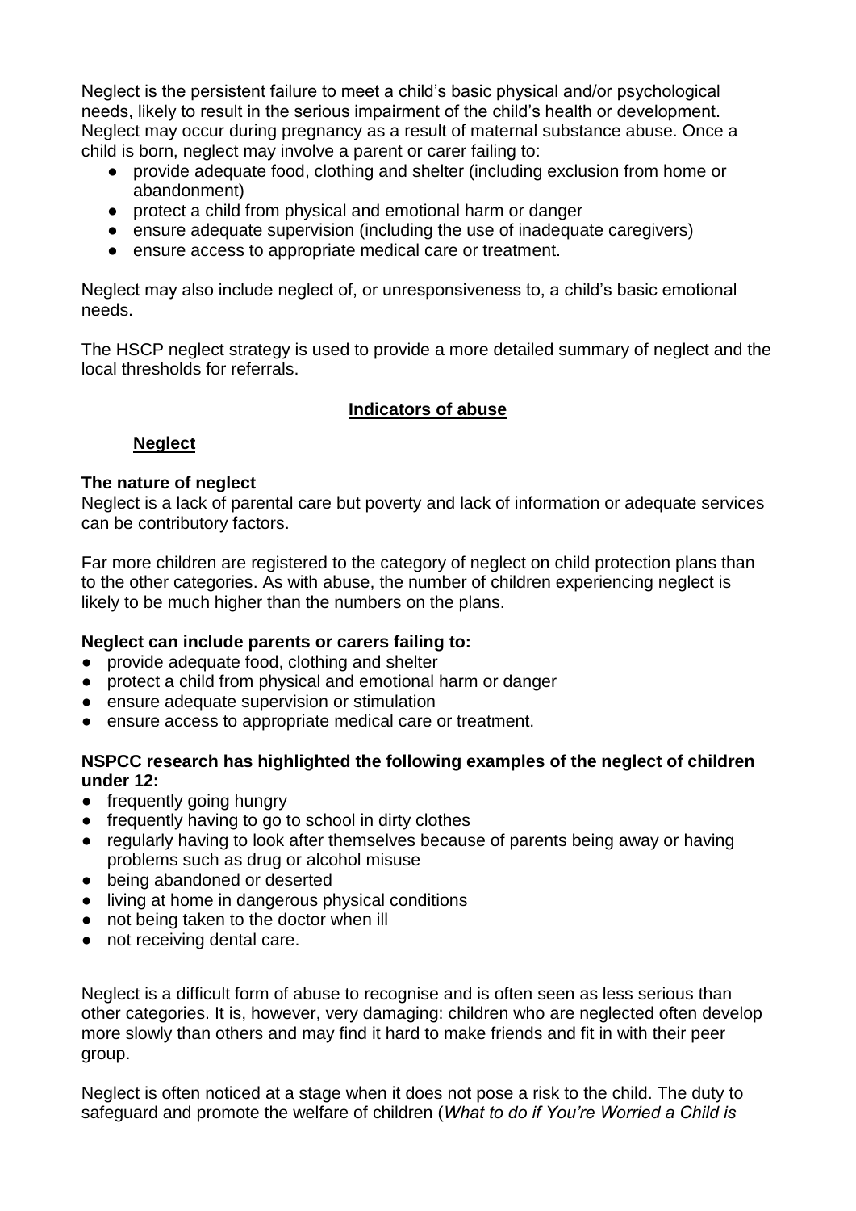Neglect is the persistent failure to meet a child's basic physical and/or psychological needs, likely to result in the serious impairment of the child's health or development. Neglect may occur during pregnancy as a result of maternal substance abuse. Once a child is born, neglect may involve a parent or carer failing to:

- provide adequate food, clothing and shelter (including exclusion from home or abandonment)
- protect a child from physical and emotional harm or danger
- ensure adequate supervision (including the use of inadequate caregivers)
- ensure access to appropriate medical care or treatment.

Neglect may also include neglect of, or unresponsiveness to, a child's basic emotional needs.

The HSCP neglect strategy is used to provide a more detailed summary of neglect and the local thresholds for referrals.

## Indicators of abuse

### Neglect

**The nature of neglect**

Neglect is a lack of parental care but poverty and lack of information or adequate services can be contributory factors.

Far more children are registered to the category of neglect on child protection plans than to the other categories. As with abuse, the number of children experiencing neglect is likely to be much higher than the numbers on the plans.

**Neglect can include parents or carers failing to:**

- provide adequate food, clothing and shelter
- protect a child from physical and emotional harm or danger
- ensure adequate supervision or stimulation
- ensure access to appropriate medical care or treatment.

**NSPCC research has highlighted the following examples of the neglect of children under 12:**

- frequently going hungry
- frequently having to go to school in dirty clothes
- regularly having to look after themselves because of parents being away or having problems such as drug or alcohol misuse
- being abandoned or deserted
- living at home in dangerous physical conditions
- not being taken to the doctor when ill
- not receiving dental care.

Neglect is a difficult form of abuse to recognise and is often seen as less serious than other categories. It is, however, very damaging: children who are neglected often develop more slowly than others and may find it hard to make friends and fit in with their peer group.

Neglect is often noticed at a stage when it does not pose a risk to the child. The duty to safeguard and promote the welfare of children (*What to do if You're Worried a Child is*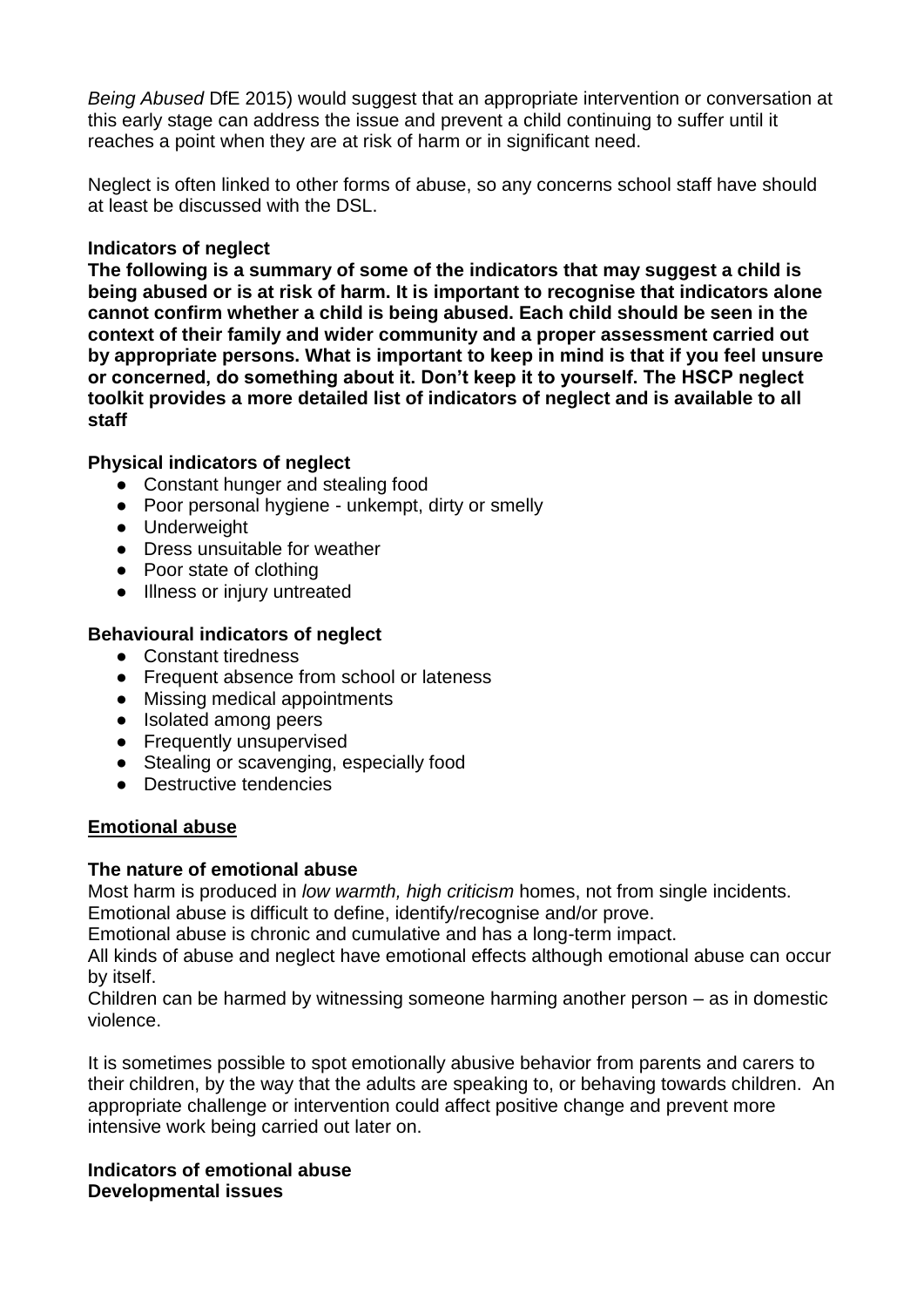*Being Abused* DfE 2015) would suggest that an appropriate intervention or conversation at this early stage can address the issue and prevent a child continuing to suffer until it reaches a point when they are at risk of harm or in significant need.

Neglect is often linked to other forms of abuse, so any concerns school staff have should at least be discussed with the DSL.

**Indicators of neglect**

**The following is a summary of some of the indicators that may suggest a child is being abused or is at risk of harm. It is important to recognise that indicators alone cannot confirm whether a child is being abused. Each child should be seen in the context of their family and wider community and a proper assessment carried out by appropriate persons. What is important to keep in mind is that if you feel unsure or concerned, do something about it. Don't keep it to yourself. The HSCP neglect toolkit provides a more detailed list of indicators of neglect and is available to all staff**

**Physical indicators of neglect**

- Constant hunger and stealing food
- Poor personal hygiene - unkempt, dirty or smelly
- Underweight
- Dress unsuitable for weather
- Poor state of clothing
- Illness or injury untreated

**Behavioural indicators of neglect**

- Constant tiredness
- Frequent absence from school or lateness
- Missing medical appointments
- Isolated among peers
- Frequently unsupervised
- Stealing or scavenging, especially food
- Destructive tendencies

<u>**Emotional abuse**</u>

**The nature of emotional abuse**

Most harm is produced in *low warmth, high criticism* homes, not from single incidents.
Emotional abuse is difficult to define, identify/recognise and/or prove.
Emotional abuse is chronic and cumulative and has a long-term impact.
All kinds of abuse and neglect have emotional effects although emotional abuse can occur by itself.
Children can be harmed by witnessing someone harming another person – as in domestic violence.

It is sometimes possible to spot emotionally abusive behavior from parents and carers to their children, by the way that the adults are speaking to, or behaving towards children. An appropriate challenge or intervention could affect positive change and prevent more intensive work being carried out later on.

**Indicators of emotional abuse**
**Developmental issues**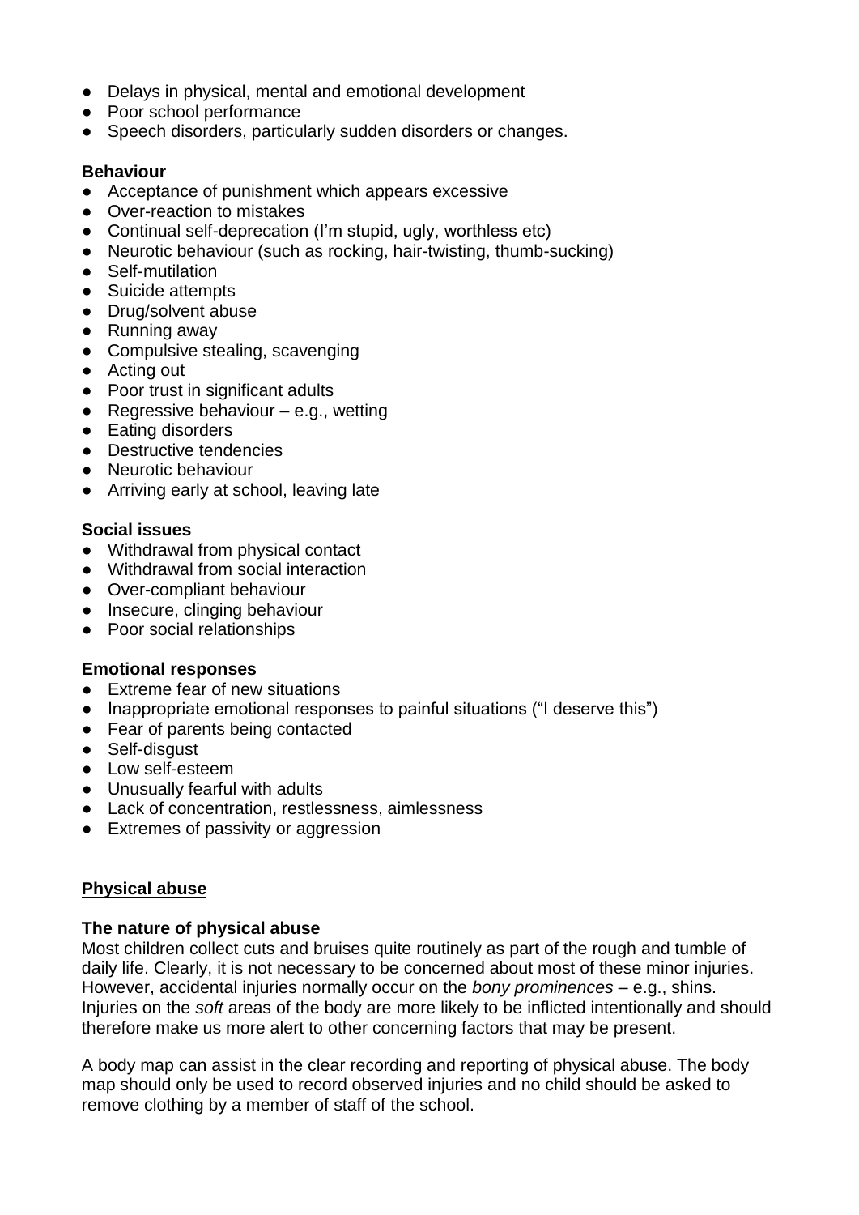- Delays in physical, mental and emotional development
- Poor school performance
- Speech disorders, particularly sudden disorders or changes.

**Behaviour**
- Acceptance of punishment which appears excessive
- Over-reaction to mistakes
- Continual self-deprecation (I'm stupid, ugly, worthless etc)
- Neurotic behaviour (such as rocking, hair-twisting, thumb-sucking)
- Self-mutilation
- Suicide attempts
- Drug/solvent abuse
- Running away
- Compulsive stealing, scavenging
- Acting out
- Poor trust in significant adults
- Regressive behaviour – e.g., wetting
- Eating disorders
- Destructive tendencies
- Neurotic behaviour
- Arriving early at school, leaving late

**Social issues**
- Withdrawal from physical contact
- Withdrawal from social interaction
- Over-compliant behaviour
- Insecure, clinging behaviour
- Poor social relationships

**Emotional responses**
- Extreme fear of new situations
- Inappropriate emotional responses to painful situations ("I deserve this")
- Fear of parents being contacted
- Self-disgust
- Low self-esteem
- Unusually fearful with adults
- Lack of concentration, restlessness, aimlessness
- Extremes of passivity or aggression

## Physical abuse

**The nature of physical abuse**

Most children collect cuts and bruises quite routinely as part of the rough and tumble of daily life. Clearly, it is not necessary to be concerned about most of these minor injuries. However, accidental injuries normally occur on the *bony prominences* – e.g., shins. Injuries on the *soft* areas of the body are more likely to be inflicted intentionally and should therefore make us more alert to other concerning factors that may be present.

A body map can assist in the clear recording and reporting of physical abuse. The body map should only be used to record observed injuries and no child should be asked to remove clothing by a member of staff of the school.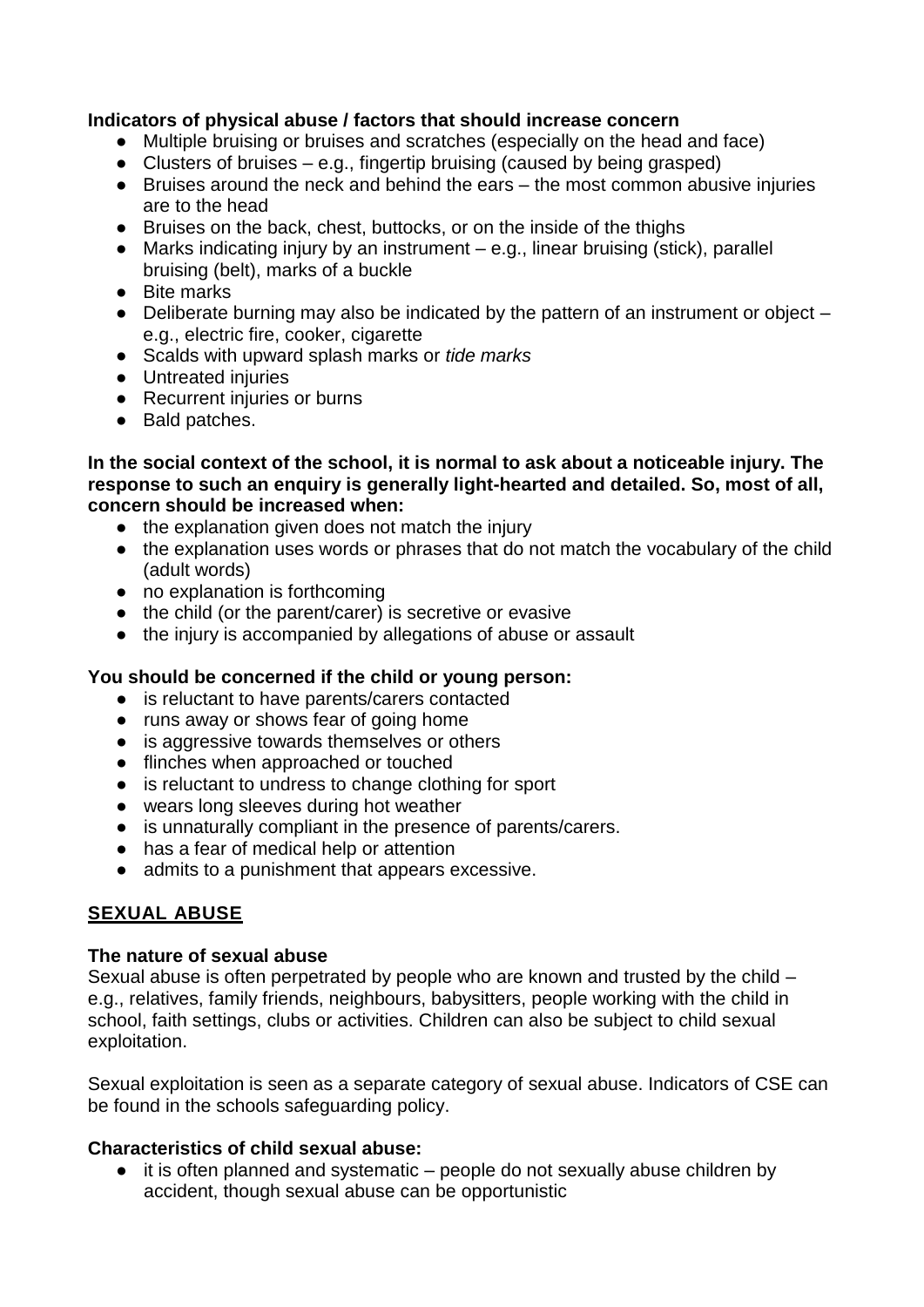**Indicators of physical abuse / factors that should increase concern**

- Multiple bruising or bruises and scratches (especially on the head and face)
- Clusters of bruises – e.g., fingertip bruising (caused by being grasped)
- Bruises around the neck and behind the ears – the most common abusive injuries are to the head
- Bruises on the back, chest, buttocks, or on the inside of the thighs
- Marks indicating injury by an instrument – e.g., linear bruising (stick), parallel bruising (belt), marks of a buckle
- Bite marks
- Deliberate burning may also be indicated by the pattern of an instrument or object – e.g., electric fire, cooker, cigarette
- Scalds with upward splash marks or *tide marks*
- Untreated injuries
- Recurrent injuries or burns
- Bald patches.

**In the social context of the school, it is normal to ask about a noticeable injury. The response to such an enquiry is generally light-hearted and detailed. So, most of all, concern should be increased when:**

- the explanation given does not match the injury
- the explanation uses words or phrases that do not match the vocabulary of the child (adult words)
- no explanation is forthcoming
- the child (or the parent/carer) is secretive or evasive
- the injury is accompanied by allegations of abuse or assault

**You should be concerned if the child or young person:**

- is reluctant to have parents/carers contacted
- runs away or shows fear of going home
- is aggressive towards themselves or others
- flinches when approached or touched
- is reluctant to undress to change clothing for sport
- wears long sleeves during hot weather
- is unnaturally compliant in the presence of parents/carers.
- has a fear of medical help or attention
- admits to a punishment that appears excessive.

## SEXUAL ABUSE

**The nature of sexual abuse**

Sexual abuse is often perpetrated by people who are known and trusted by the child – e.g., relatives, family friends, neighbours, babysitters, people working with the child in school, faith settings, clubs or activities. Children can also be subject to child sexual exploitation.

Sexual exploitation is seen as a separate category of sexual abuse. Indicators of CSE can be found in the schools safeguarding policy.

**Characteristics of child sexual abuse:**

- it is often planned and systematic – people do not sexually abuse children by accident, though sexual abuse can be opportunistic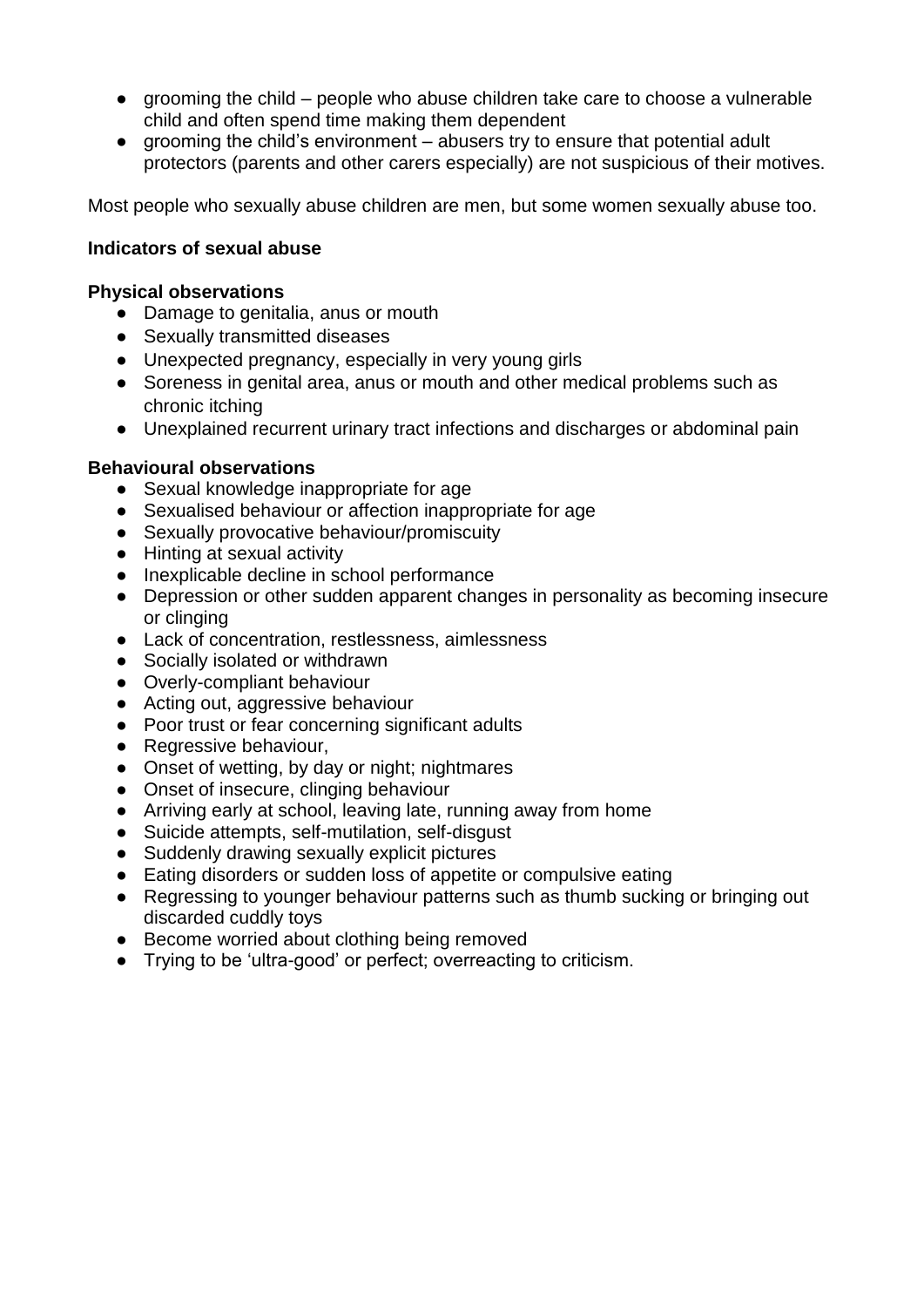- grooming the child – people who abuse children take care to choose a vulnerable child and often spend time making them dependent
- grooming the child's environment – abusers try to ensure that potential adult protectors (parents and other carers especially) are not suspicious of their motives.

Most people who sexually abuse children are men, but some women sexually abuse too.

**Indicators of sexual abuse**

**Physical observations**

- Damage to genitalia, anus or mouth
- Sexually transmitted diseases
- Unexpected pregnancy, especially in very young girls
- Soreness in genital area, anus or mouth and other medical problems such as chronic itching
- Unexplained recurrent urinary tract infections and discharges or abdominal pain

**Behavioural observations**

- Sexual knowledge inappropriate for age
- Sexualised behaviour or affection inappropriate for age
- Sexually provocative behaviour/promiscuity
- Hinting at sexual activity
- Inexplicable decline in school performance
- Depression or other sudden apparent changes in personality as becoming insecure or clinging
- Lack of concentration, restlessness, aimlessness
- Socially isolated or withdrawn
- Overly-compliant behaviour
- Acting out, aggressive behaviour
- Poor trust or fear concerning significant adults
- Regressive behaviour,
- Onset of wetting, by day or night; nightmares
- Onset of insecure, clinging behaviour
- Arriving early at school, leaving late, running away from home
- Suicide attempts, self-mutilation, self-disgust
- Suddenly drawing sexually explicit pictures
- Eating disorders or sudden loss of appetite or compulsive eating
- Regressing to younger behaviour patterns such as thumb sucking or bringing out discarded cuddly toys
- Become worried about clothing being removed
- Trying to be 'ultra-good' or perfect; overreacting to criticism.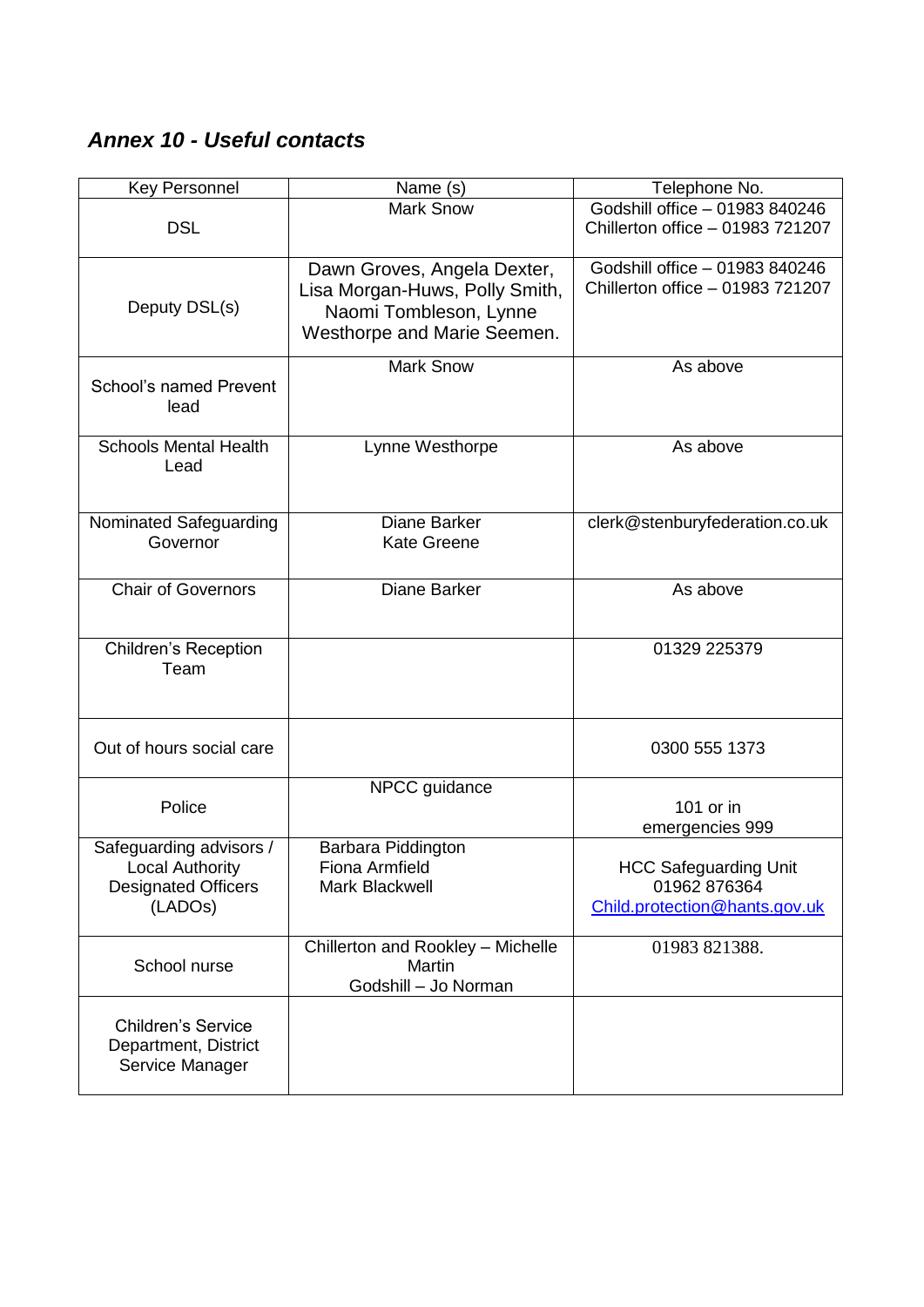## *Annex 10 - Useful contacts*

| Key Personnel | Name (s) | Telephone No. |
|---|---|---|
| DSL | Mark Snow | Godshill office – 01983 840246<br>Chillerton office – 01983 721207 |
| Deputy DSL(s) | Dawn Groves, Angela Dexter, Lisa Morgan-Huws, Polly Smith, Naomi Tombleson, Lynne Westhorpe and Marie Seemen. | Godshill office – 01983 840246<br>Chillerton office – 01983 721207 |
| School's named Prevent lead | Mark Snow | As above |
| Schools Mental Health Lead | Lynne Westhorpe | As above |
| Nominated Safeguarding Governor | Diane Barker<br>Kate Greene | clerk@stenburyfederation.co.uk |
| Chair of Governors | Diane Barker | As above |
| Children's Reception Team | | 01329 225379 |
| Out of hours social care | | 0300 555 1373 |
| Police | NPCC guidance | 101 or in emergencies 999 |
| Safeguarding advisors / Local Authority Designated Officers (LADOs) | Barbara Piddington<br>Fiona Armfield<br>Mark Blackwell | HCC Safeguarding Unit<br>01962 876364<br>Child.protection@hants.gov.uk |
| School nurse | Chillerton and Rookley – Michelle Martin<br>Godshill – Jo Norman | 01983 821388. |
| Children's Service Department, District Service Manager | | |